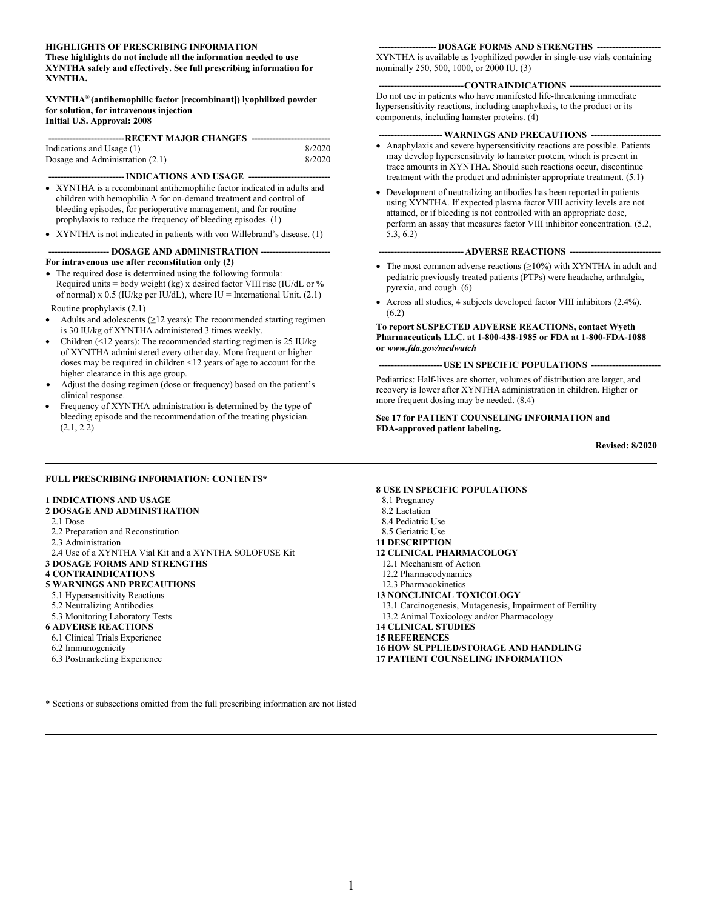**HIGHLIGHTS OF PRESCRIBING INFORMATION**
**These highlights do not include all the information needed to use XYNTHA safely and effectively. See full prescribing information for XYNTHA.**

**XYNTHA® (antihemophilic factor [recombinant]) lyophilized powder for solution, for intravenous injection**
**Initial U.S. Approval: 2008**

**--------------------------RECENT MAJOR CHANGES --------------------------**

| | |
|---|---|
| Indications and Usage (1) | 8/2020 |
| Dosage and Administration (2.1) | 8/2020 |

**-------------------------- INDICATIONS AND USAGE --------------------------**

- XYNTHA is a recombinant antihemophilic factor indicated in adults and children with hemophilia A for on-demand treatment and control of bleeding episodes, for perioperative management, and for routine prophylaxis to reduce the frequency of bleeding episodes. (1)
- XYNTHA is not indicated in patients with von Willebrand's disease. (1)

**-------------------- DOSAGE AND ADMINISTRATION ----------------------**

**For intravenous use after reconstitution only (2)**

- The required dose is determined using the following formula: Required units = body weight (kg) x desired factor VIII rise (IU/dL or % of normal) x 0.5 (IU/kg per IU/dL), where IU = International Unit. (2.1)

Routine prophylaxis (2.1)

- Adults and adolescents (≥12 years): The recommended starting regimen is 30 IU/kg of XYNTHA administered 3 times weekly.
- Children (<12 years): The recommended starting regimen is 25 IU/kg of XYNTHA administered every other day. More frequent or higher doses may be required in children <12 years of age to account for the higher clearance in this age group.
- Adjust the dosing regimen (dose or frequency) based on the patient's clinical response.
- Frequency of XYNTHA administration is determined by the type of bleeding episode and the recommendation of the treating physician. (2.1, 2.2)

**------------------- DOSAGE FORMS AND STRENGTHS --------------------**

XYNTHA is available as lyophilized powder in single-use vials containing nominally 250, 500, 1000, or 2000 IU. (3)

**----------------------------CONTRAINDICATIONS ------------------------------**

Do not use in patients who have manifested life-threatening immediate hypersensitivity reactions, including anaphylaxis, to the product or its components, including hamster proteins. (4)

**--------------------- WARNINGS AND PRECAUTIONS -----------------------**

- Anaphylaxis and severe hypersensitivity reactions are possible. Patients may develop hypersensitivity to hamster protein, which is present in trace amounts in XYNTHA. Should such reactions occur, discontinue treatment with the product and administer appropriate treatment. (5.1)
- Development of neutralizing antibodies has been reported in patients using XYNTHA. If expected plasma factor VIII activity levels are not attained, or if bleeding is not controlled with an appropriate dose, perform an assay that measures factor VIII inhibitor concentration. (5.2, 5.3, 6.2)

**---------------------------- ADVERSE REACTIONS ------------------------------**

- The most common adverse reactions (≥10%) with XYNTHA in adult and pediatric previously treated patients (PTPs) were headache, arthralgia, pyrexia, and cough. (6)
- Across all studies, 4 subjects developed factor VIII inhibitors (2.4%). (6.2)

**To report SUSPECTED ADVERSE REACTIONS, contact Wyeth Pharmaceuticals LLC. at 1-800-438-1985 or FDA at 1-800-FDA-1088 or *www.fda.gov/medwatch***

**--------------------- USE IN SPECIFIC POPULATIONS -----------------------**

Pediatrics: Half-lives are shorter, volumes of distribution are larger, and recovery is lower after XYNTHA administration in children. Higher or more frequent dosing may be needed. (8.4)

**See 17 for PATIENT COUNSELING INFORMATION and FDA-approved patient labeling.**

**Revised: 8/2020**

---

**FULL PRESCRIBING INFORMATION: CONTENTS***

**1 INDICATIONS AND USAGE**
**2 DOSAGE AND ADMINISTRATION**
  2.1 Dose
  2.2 Preparation and Reconstitution
  2.3 Administration
  2.4 Use of a XYNTHA Vial Kit and a XYNTHA SOLOFUSE Kit
**3 DOSAGE FORMS AND STRENGTHS**
**4 CONTRAINDICATIONS**
**5 WARNINGS AND PRECAUTIONS**
  5.1 Hypersensitivity Reactions
  5.2 Neutralizing Antibodies
  5.3 Monitoring Laboratory Tests
**6 ADVERSE REACTIONS**
  6.1 Clinical Trials Experience
  6.2 Immunogenicity
  6.3 Postmarketing Experience
**8 USE IN SPECIFIC POPULATIONS**
  8.1 Pregnancy
  8.2 Lactation
  8.4 Pediatric Use
  8.5 Geriatric Use
**11 DESCRIPTION**
**12 CLINICAL PHARMACOLOGY**
  12.1 Mechanism of Action
  12.2 Pharmacodynamics
  12.3 Pharmacokinetics
**13 NONCLINICAL TOXICOLOGY**
  13.1 Carcinogenesis, Mutagenesis, Impairment of Fertility
  13.2 Animal Toxicology and/or Pharmacology
**14 CLINICAL STUDIES**
**15 REFERENCES**
**16 HOW SUPPLIED/STORAGE AND HANDLING**
**17 PATIENT COUNSELING INFORMATION**

\* Sections or subsections omitted from the full prescribing information are not listed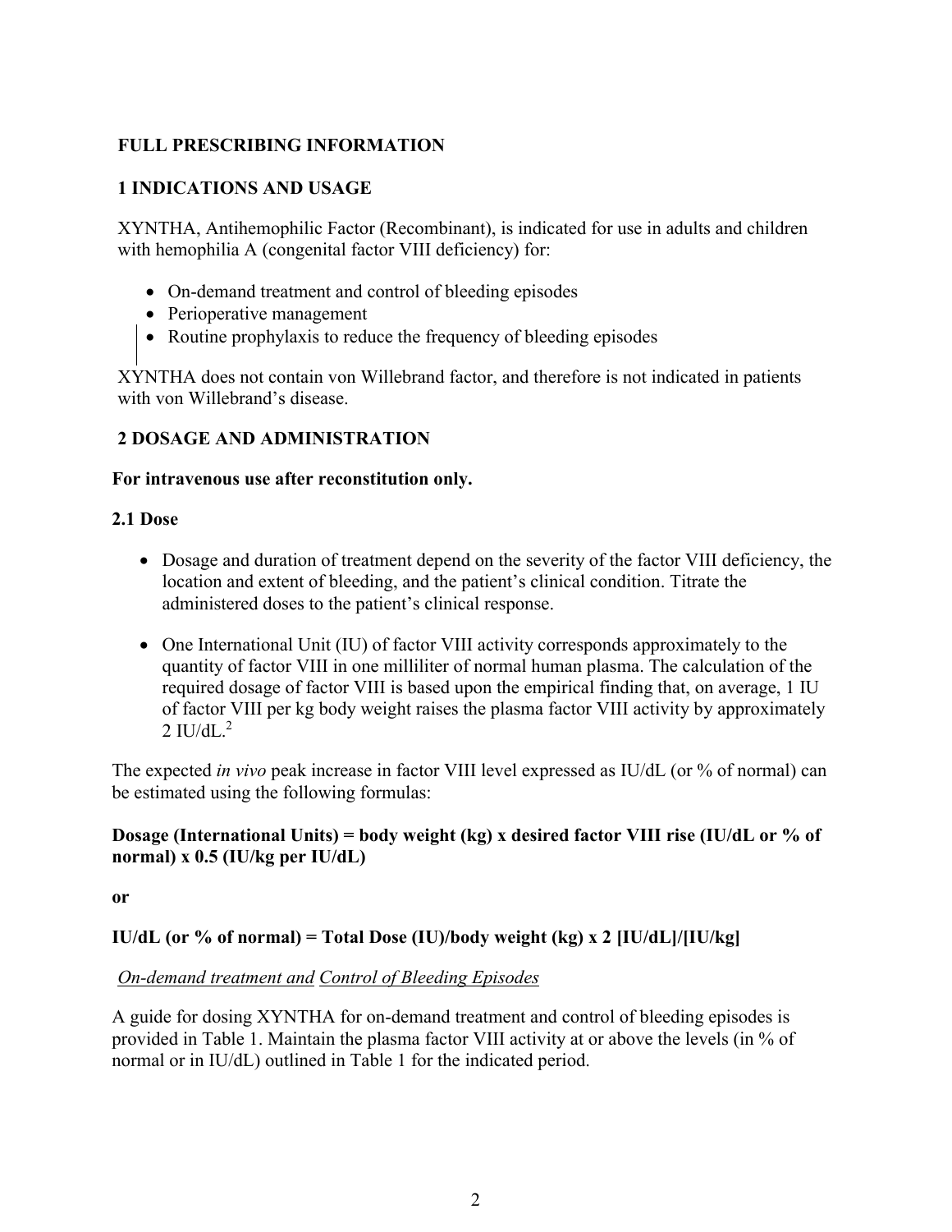# FULL PRESCRIBING INFORMATION

## 1 INDICATIONS AND USAGE

XYNTHA, Antihemophilic Factor (Recombinant), is indicated for use in adults and children with hemophilia A (congenital factor VIII deficiency) for:

- On-demand treatment and control of bleeding episodes
- Perioperative management
- Routine prophylaxis to reduce the frequency of bleeding episodes

XYNTHA does not contain von Willebrand factor, and therefore is not indicated in patients with von Willebrand's disease.

## 2 DOSAGE AND ADMINISTRATION

**For intravenous use after reconstitution only.**

### 2.1 Dose

- Dosage and duration of treatment depend on the severity of the factor VIII deficiency, the location and extent of bleeding, and the patient's clinical condition. Titrate the administered doses to the patient's clinical response.
- One International Unit (IU) of factor VIII activity corresponds approximately to the quantity of factor VIII in one milliliter of normal human plasma. The calculation of the required dosage of factor VIII is based upon the empirical finding that, on average, 1 IU of factor VIII per kg body weight raises the plasma factor VIII activity by approximately 2 IU/dL.[2]

The expected *in vivo* peak increase in factor VIII level expressed as IU/dL (or % of normal) can be estimated using the following formulas:

**Dosage (International Units) = body weight (kg) x desired factor VIII rise (IU/dL or % of normal) x 0.5 (IU/kg per IU/dL)**

**or**

**IU/dL (or % of normal) = Total Dose (IU)/body weight (kg) x 2 [IU/dL]/[IU/kg]**

*On-demand treatment and Control of Bleeding Episodes*

A guide for dosing XYNTHA for on-demand treatment and control of bleeding episodes is provided in Table 1. Maintain the plasma factor VIII activity at or above the levels (in % of normal or in IU/dL) outlined in Table 1 for the indicated period.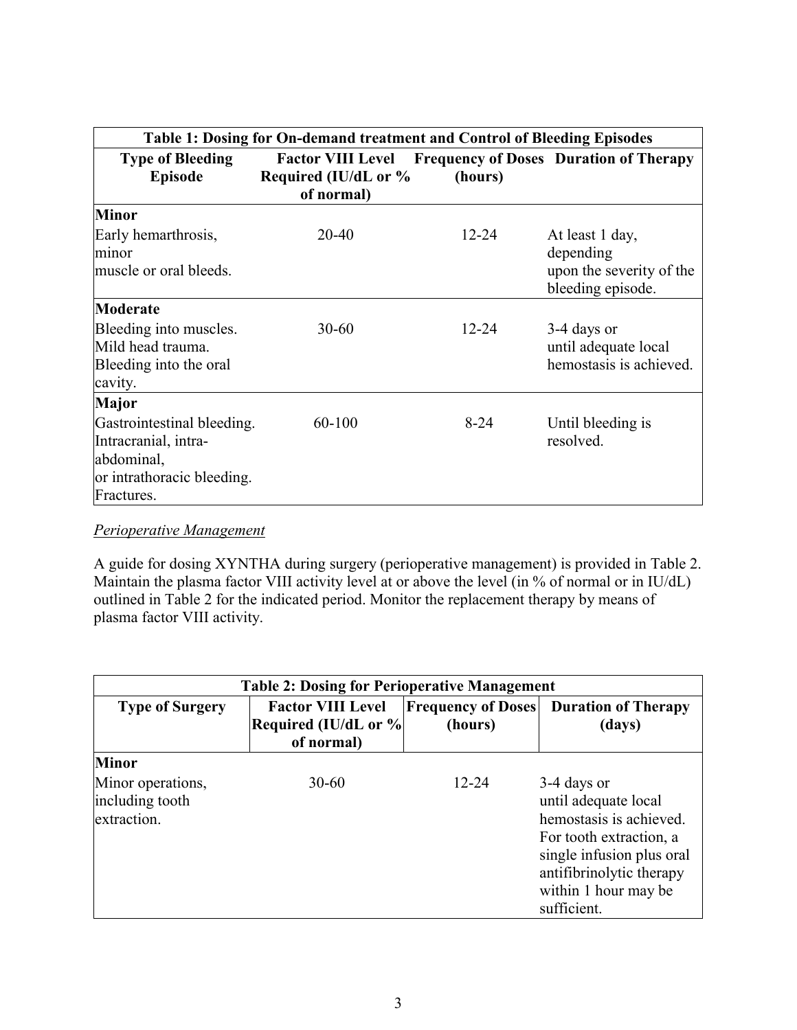| Table 1: Dosing for On-demand treatment and Control of Bleeding Episodes | | | |
|---|---|---|---|
| **Type of Bleeding Episode** | **Factor VIII Level Required (IU/dL or % of normal)** | **Frequency of Doses (hours)** | **Duration of Therapy** |
| **Minor** | | | |
| Early hemarthrosis, minor muscle or oral bleeds. | 20-40 | 12-24 | At least 1 day, depending upon the severity of the bleeding episode. |
| **Moderate** | | | |
| Bleeding into muscles. Mild head trauma. Bleeding into the oral cavity. | 30-60 | 12-24 | 3-4 days or until adequate local hemostasis is achieved. |
| **Major** | | | |
| Gastrointestinal bleeding. Intracranial, intra-abdominal, or intrathoracic bleeding. Fractures. | 60-100 | 8-24 | Until bleeding is resolved. |

*Perioperative Management*

A guide for dosing XYNTHA during surgery (perioperative management) is provided in Table 2. Maintain the plasma factor VIII activity level at or above the level (in % of normal or in IU/dL) outlined in Table 2 for the indicated period. Monitor the replacement therapy by means of plasma factor VIII activity.

| Table 2: Dosing for Perioperative Management | | | |
|---|---|---|---|
| **Type of Surgery** | **Factor VIII Level Required (IU/dL or % of normal)** | **Frequency of Doses (hours)** | **Duration of Therapy (days)** |
| **Minor** | | | |
| Minor operations, including tooth extraction. | 30-60 | 12-24 | 3-4 days or until adequate local hemostasis is achieved. For tooth extraction, a single infusion plus oral antifibrinolytic therapy within 1 hour may be sufficient. |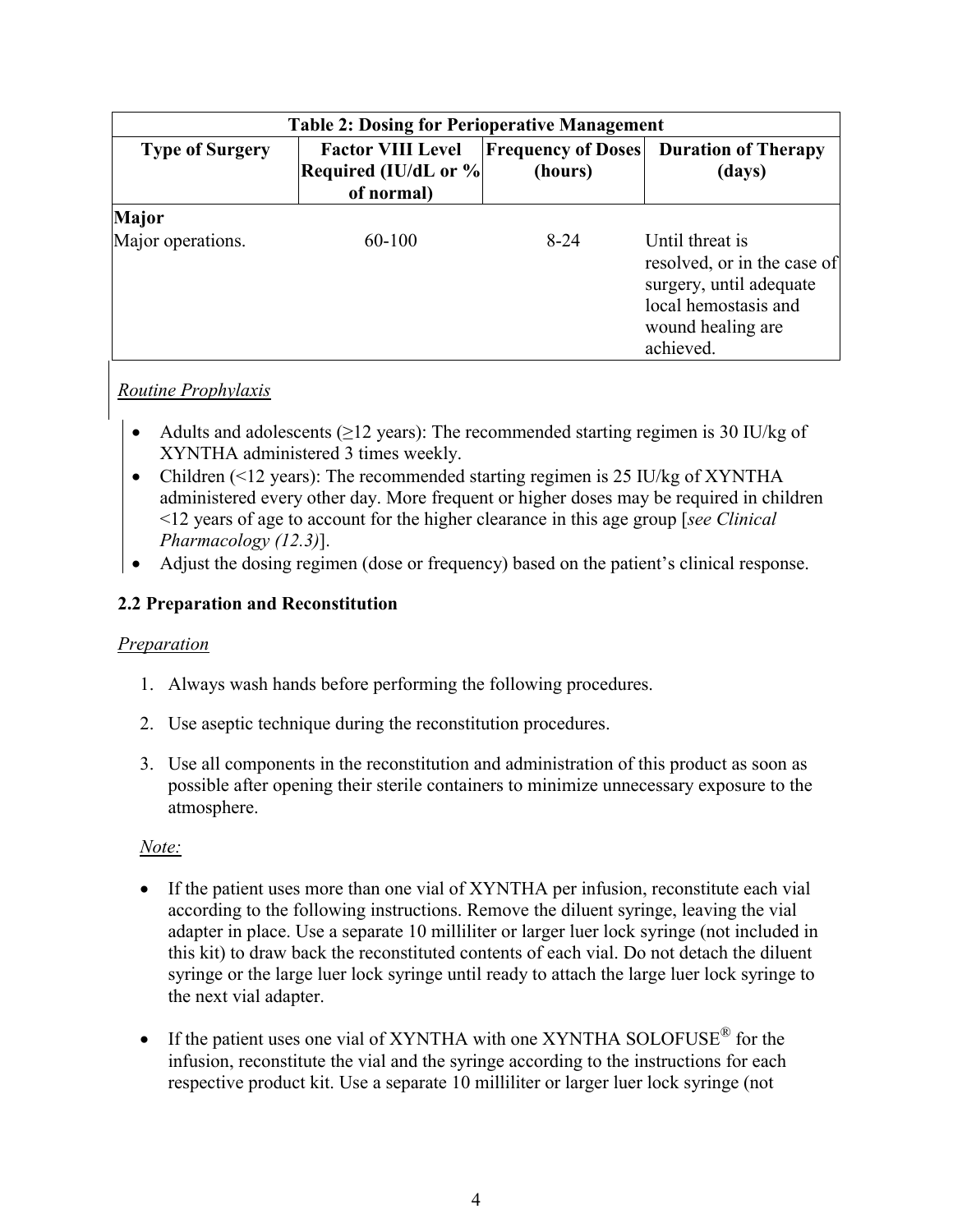| Table 2: Dosing for Perioperative Management | | | |
|---|---|---|---|
| **Type of Surgery** | **Factor VIII Level Required (IU/dL or % of normal)** | **Frequency of Doses (hours)** | **Duration of Therapy (days)** |
| **Major** | | | |
| Major operations. | 60-100 | 8-24 | Until threat is resolved, or in the case of surgery, until adequate local hemostasis and wound healing are achieved. |

*Routine Prophylaxis*

- Adults and adolescents (≥12 years): The recommended starting regimen is 30 IU/kg of XYNTHA administered 3 times weekly.
- Children (<12 years): The recommended starting regimen is 25 IU/kg of XYNTHA administered every other day. More frequent or higher doses may be required in children <12 years of age to account for the higher clearance in this age group [*see Clinical Pharmacology (12.3)*].
- Adjust the dosing regimen (dose or frequency) based on the patient's clinical response.

### 2.2 Preparation and Reconstitution

*Preparation*

1. Always wash hands before performing the following procedures.
2. Use aseptic technique during the reconstitution procedures.
3. Use all components in the reconstitution and administration of this product as soon as possible after opening their sterile containers to minimize unnecessary exposure to the atmosphere.

*Note:*

- If the patient uses more than one vial of XYNTHA per infusion, reconstitute each vial according to the following instructions. Remove the diluent syringe, leaving the vial adapter in place. Use a separate 10 milliliter or larger luer lock syringe (not included in this kit) to draw back the reconstituted contents of each vial. Do not detach the diluent syringe or the large luer lock syringe until ready to attach the large luer lock syringe to the next vial adapter.
- If the patient uses one vial of XYNTHA with one XYNTHA SOLOFUSE® for the infusion, reconstitute the vial and the syringe according to the instructions for each respective product kit. Use a separate 10 milliliter or larger luer lock syringe (not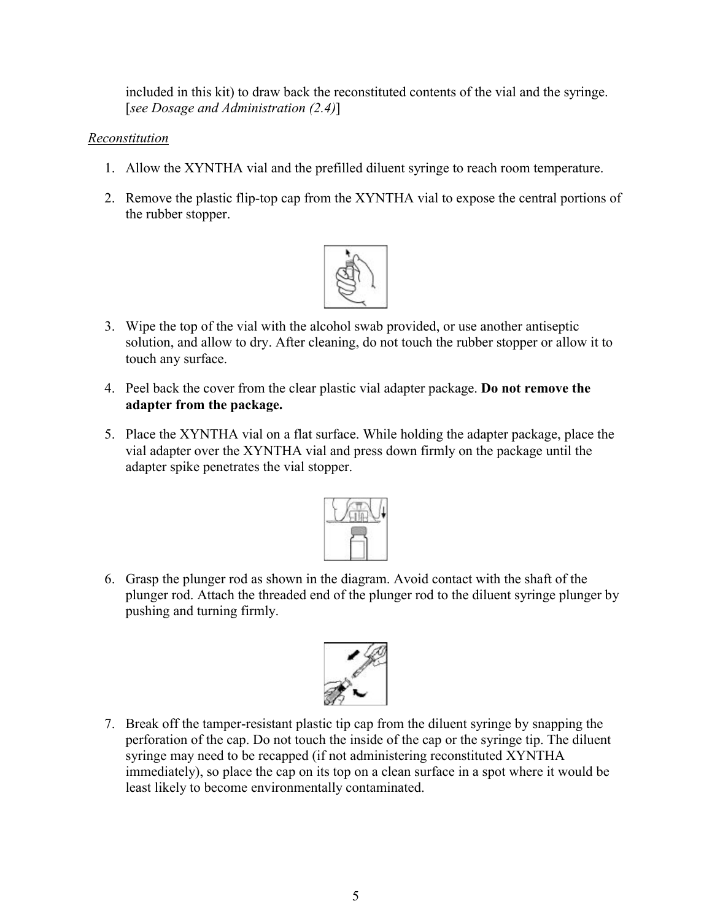included in this kit) to draw back the reconstituted contents of the vial and the syringe. [*see Dosage and Administration (2.4)*]

*Reconstitution*

1. Allow the XYNTHA vial and the prefilled diluent syringe to reach room temperature.

2. Remove the plastic flip-top cap from the XYNTHA vial to expose the central portions of the rubber stopper.

3. Wipe the top of the vial with the alcohol swab provided, or use another antiseptic solution, and allow to dry. After cleaning, do not touch the rubber stopper or allow it to touch any surface.

4. Peel back the cover from the clear plastic vial adapter package. **Do not remove the adapter from the package.**

5. Place the XYNTHA vial on a flat surface. While holding the adapter package, place the vial adapter over the XYNTHA vial and press down firmly on the package until the adapter spike penetrates the vial stopper.

6. Grasp the plunger rod as shown in the diagram. Avoid contact with the shaft of the plunger rod. Attach the threaded end of the plunger rod to the diluent syringe plunger by pushing and turning firmly.

7. Break off the tamper-resistant plastic tip cap from the diluent syringe by snapping the perforation of the cap. Do not touch the inside of the cap or the syringe tip. The diluent syringe may need to be recapped (if not administering reconstituted XYNTHA immediately), so place the cap on its top on a clean surface in a spot where it would be least likely to become environmentally contaminated.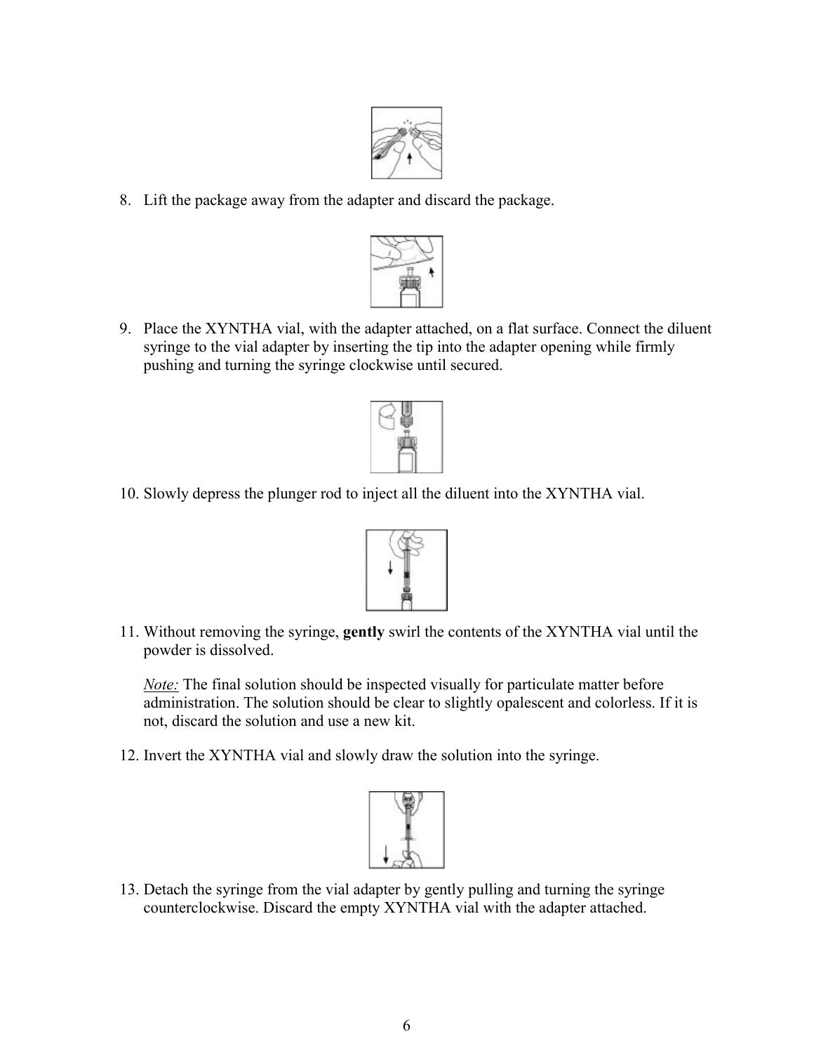8. Lift the package away from the adapter and discard the package.

9. Place the XYNTHA vial, with the adapter attached, on a flat surface. Connect the diluent syringe to the vial adapter by inserting the tip into the adapter opening while firmly pushing and turning the syringe clockwise until secured.

10. Slowly depress the plunger rod to inject all the diluent into the XYNTHA vial.

11. Without removing the syringe, **gently** swirl the contents of the XYNTHA vial until the powder is dissolved.

    *Note:* The final solution should be inspected visually for particulate matter before administration. The solution should be clear to slightly opalescent and colorless. If it is not, discard the solution and use a new kit.

12. Invert the XYNTHA vial and slowly draw the solution into the syringe.

13. Detach the syringe from the vial adapter by gently pulling and turning the syringe counterclockwise. Discard the empty XYNTHA vial with the adapter attached.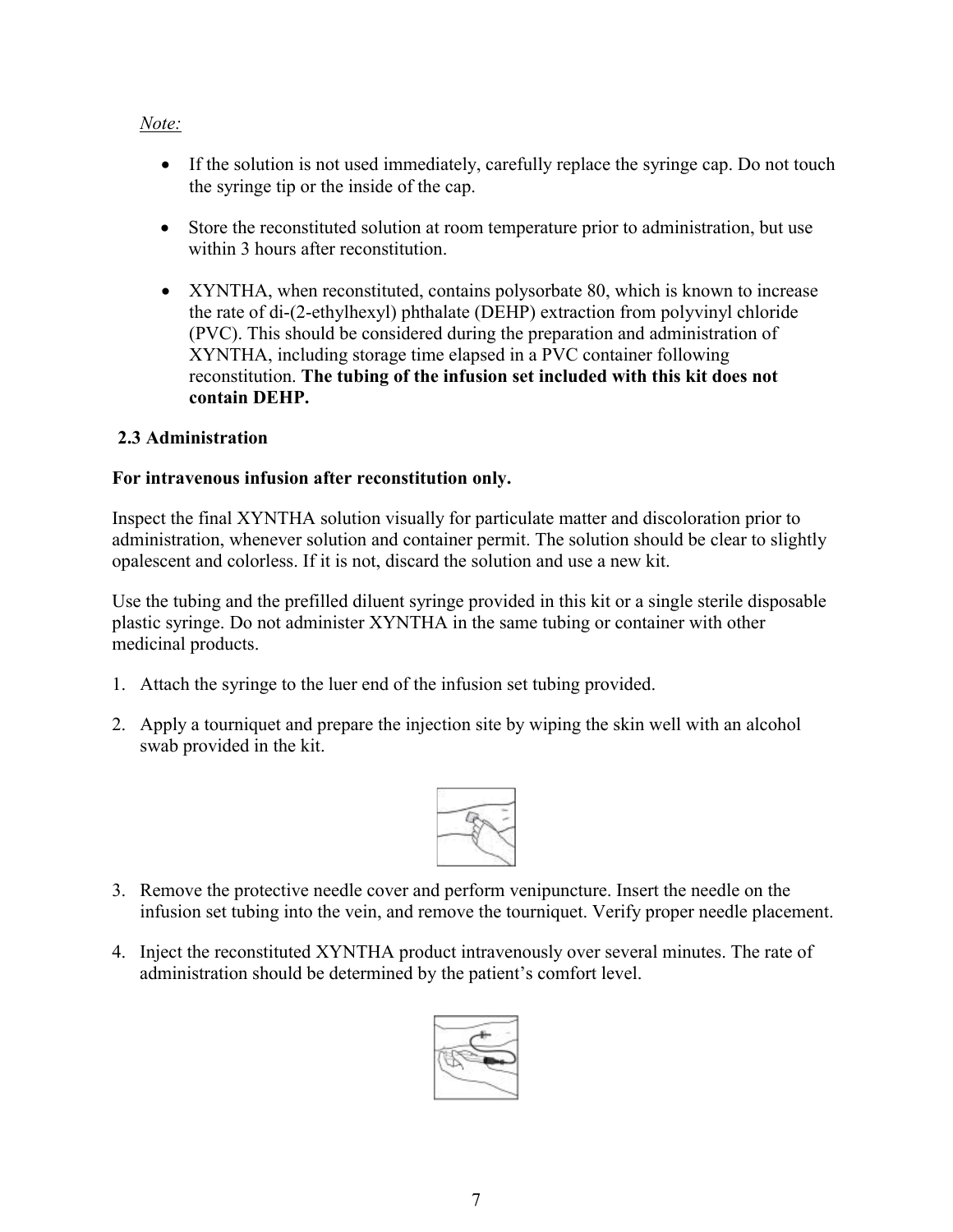*Note:*

- If the solution is not used immediately, carefully replace the syringe cap. Do not touch the syringe tip or the inside of the cap.

- Store the reconstituted solution at room temperature prior to administration, but use within 3 hours after reconstitution.

- XYNTHA, when reconstituted, contains polysorbate 80, which is known to increase the rate of di-(2-ethylhexyl) phthalate (DEHP) extraction from polyvinyl chloride (PVC). This should be considered during the preparation and administration of XYNTHA, including storage time elapsed in a PVC container following reconstitution. **The tubing of the infusion set included with this kit does not contain DEHP.**

### 2.3 Administration

**For intravenous infusion after reconstitution only.**

Inspect the final XYNTHA solution visually for particulate matter and discoloration prior to administration, whenever solution and container permit. The solution should be clear to slightly opalescent and colorless. If it is not, discard the solution and use a new kit.

Use the tubing and the prefilled diluent syringe provided in this kit or a single sterile disposable plastic syringe. Do not administer XYNTHA in the same tubing or container with other medicinal products.

1. Attach the syringe to the luer end of the infusion set tubing provided.

2. Apply a tourniquet and prepare the injection site by wiping the skin well with an alcohol swab provided in the kit.

3. Remove the protective needle cover and perform venipuncture. Insert the needle on the infusion set tubing into the vein, and remove the tourniquet. Verify proper needle placement.

4. Inject the reconstituted XYNTHA product intravenously over several minutes. The rate of administration should be determined by the patient's comfort level.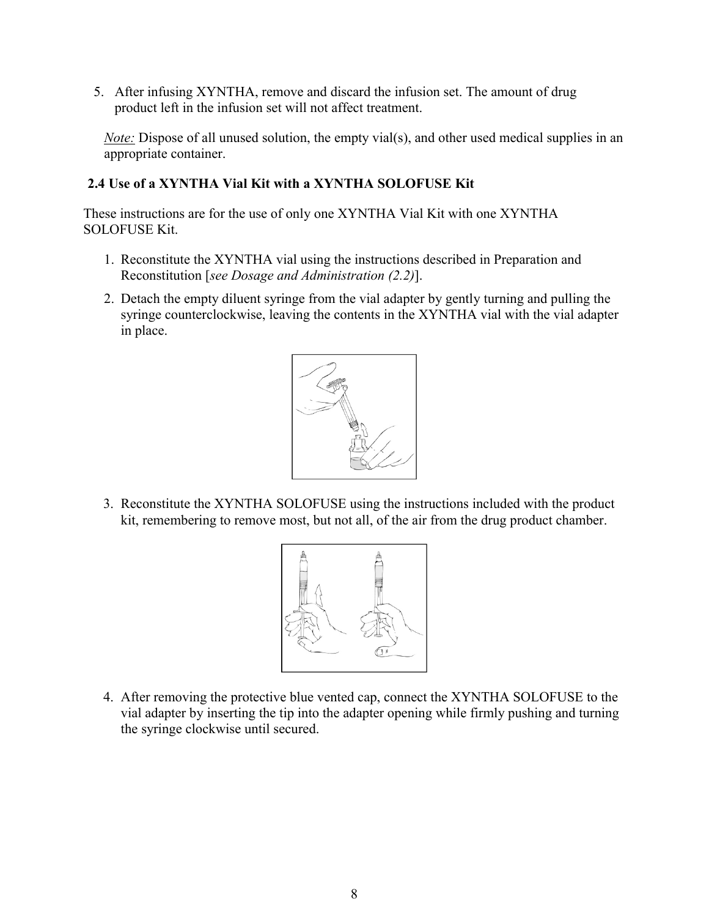5. After infusing XYNTHA, remove and discard the infusion set. The amount of drug product left in the infusion set will not affect treatment.

*Note:* Dispose of all unused solution, the empty vial(s), and other used medical supplies in an appropriate container.

### 2.4 Use of a XYNTHA Vial Kit with a XYNTHA SOLOFUSE Kit

These instructions are for the use of only one XYNTHA Vial Kit with one XYNTHA SOLOFUSE Kit.

1. Reconstitute the XYNTHA vial using the instructions described in Preparation and Reconstitution [*see Dosage and Administration (2.2)*].
2. Detach the empty diluent syringe from the vial adapter by gently turning and pulling the syringe counterclockwise, leaving the contents in the XYNTHA vial with the vial adapter in place.
3. Reconstitute the XYNTHA SOLOFUSE using the instructions included with the product kit, remembering to remove most, but not all, of the air from the drug product chamber.
4. After removing the protective blue vented cap, connect the XYNTHA SOLOFUSE to the vial adapter by inserting the tip into the adapter opening while firmly pushing and turning the syringe clockwise until secured.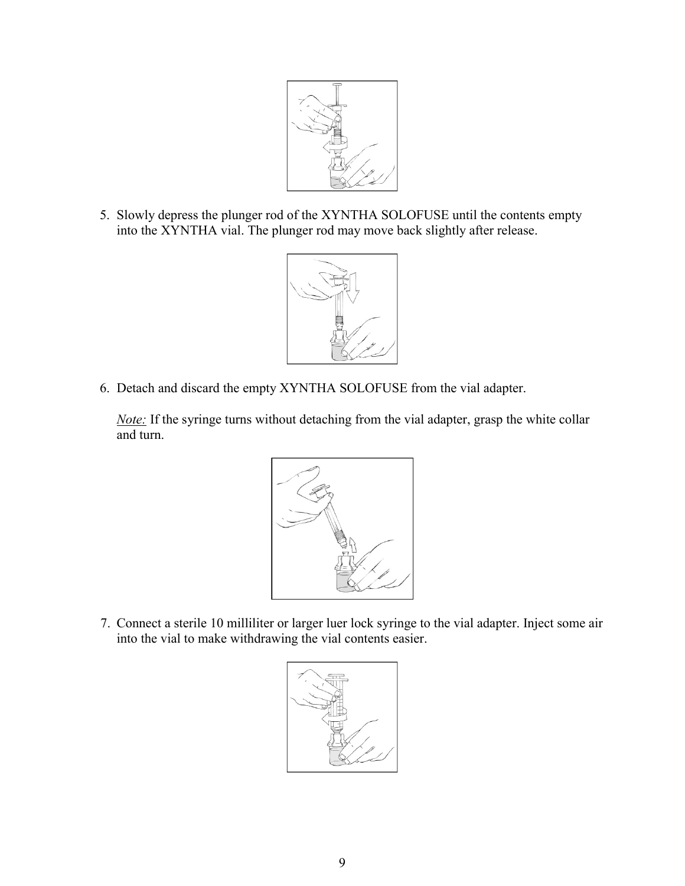5. Slowly depress the plunger rod of the XYNTHA SOLOFUSE until the contents empty into the XYNTHA vial. The plunger rod may move back slightly after release.

6. Detach and discard the empty XYNTHA SOLOFUSE from the vial adapter.

   *Note:* If the syringe turns without detaching from the vial adapter, grasp the white collar and turn.

7. Connect a sterile 10 milliliter or larger luer lock syringe to the vial adapter. Inject some air into the vial to make withdrawing the vial contents easier.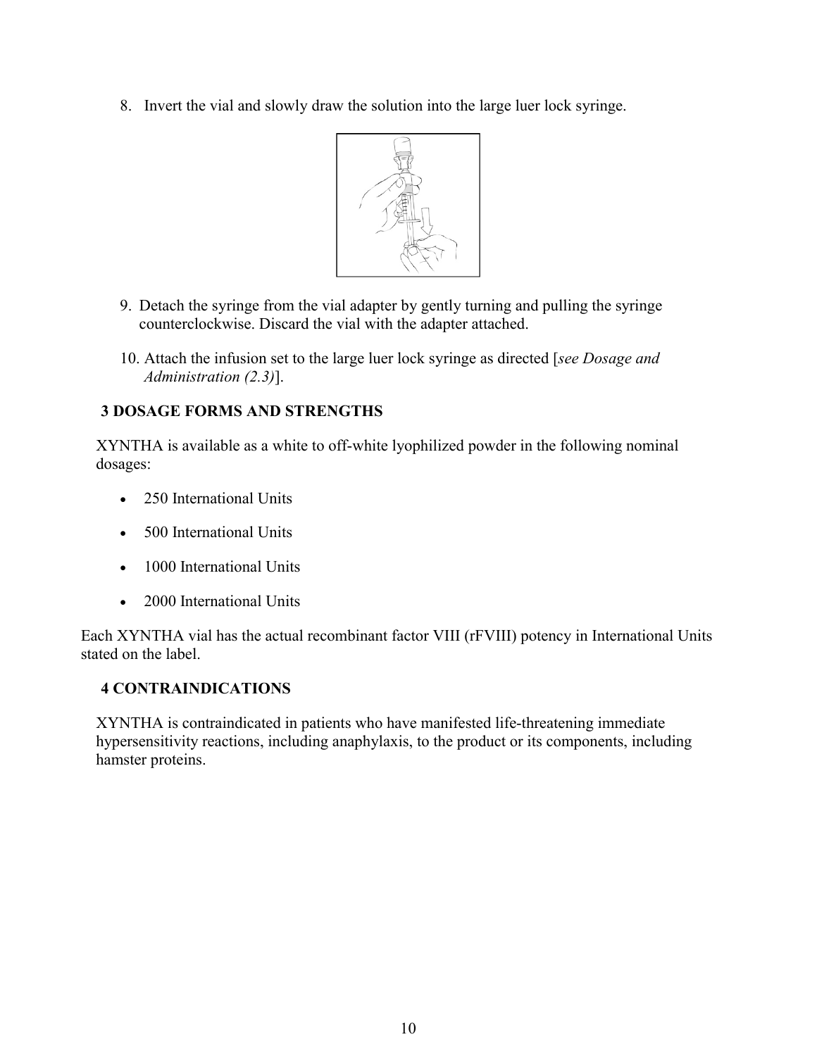8. Invert the vial and slowly draw the solution into the large luer lock syringe.

9. Detach the syringe from the vial adapter by gently turning and pulling the syringe counterclockwise. Discard the vial with the adapter attached.

10. Attach the infusion set to the large luer lock syringe as directed [*see Dosage and Administration (2.3)*].

## 3 DOSAGE FORMS AND STRENGTHS

XYNTHA is available as a white to off-white lyophilized powder in the following nominal dosages:

- 250 International Units
- 500 International Units
- 1000 International Units
- 2000 International Units

Each XYNTHA vial has the actual recombinant factor VIII (rFVIII) potency in International Units stated on the label.

## 4 CONTRAINDICATIONS

XYNTHA is contraindicated in patients who have manifested life-threatening immediate hypersensitivity reactions, including anaphylaxis, to the product or its components, including hamster proteins.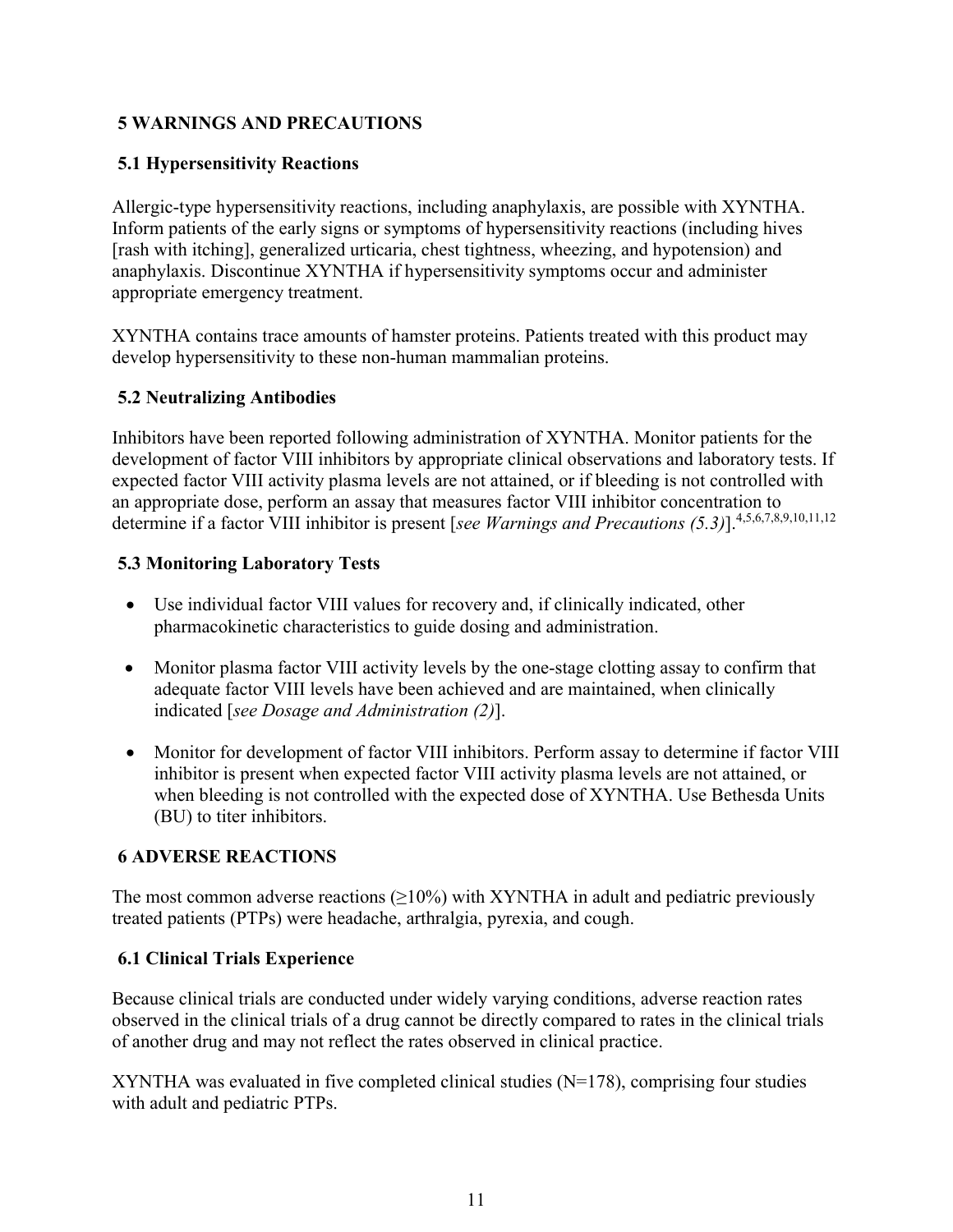## 5 WARNINGS AND PRECAUTIONS

### 5.1 Hypersensitivity Reactions

Allergic-type hypersensitivity reactions, including anaphylaxis, are possible with XYNTHA. Inform patients of the early signs or symptoms of hypersensitivity reactions (including hives [rash with itching], generalized urticaria, chest tightness, wheezing, and hypotension) and anaphylaxis. Discontinue XYNTHA if hypersensitivity symptoms occur and administer appropriate emergency treatment.

XYNTHA contains trace amounts of hamster proteins. Patients treated with this product may develop hypersensitivity to these non-human mammalian proteins.

### 5.2 Neutralizing Antibodies

Inhibitors have been reported following administration of XYNTHA. Monitor patients for the development of factor VIII inhibitors by appropriate clinical observations and laboratory tests. If expected factor VIII activity plasma levels are not attained, or if bleeding is not controlled with an appropriate dose, perform an assay that measures factor VIII inhibitor concentration to determine if a factor VIII inhibitor is present [*see Warnings and Precautions (5.3)*].[4,5,6,7,8,9,10,11,12]

### 5.3 Monitoring Laboratory Tests

- Use individual factor VIII values for recovery and, if clinically indicated, other pharmacokinetic characteristics to guide dosing and administration.
- Monitor plasma factor VIII activity levels by the one-stage clotting assay to confirm that adequate factor VIII levels have been achieved and are maintained, when clinically indicated [*see Dosage and Administration (2)*].
- Monitor for development of factor VIII inhibitors. Perform assay to determine if factor VIII inhibitor is present when expected factor VIII activity plasma levels are not attained, or when bleeding is not controlled with the expected dose of XYNTHA. Use Bethesda Units (BU) to titer inhibitors.

## 6 ADVERSE REACTIONS

The most common adverse reactions (≥10%) with XYNTHA in adult and pediatric previously treated patients (PTPs) were headache, arthralgia, pyrexia, and cough.

### 6.1 Clinical Trials Experience

Because clinical trials are conducted under widely varying conditions, adverse reaction rates observed in the clinical trials of a drug cannot be directly compared to rates in the clinical trials of another drug and may not reflect the rates observed in clinical practice.

XYNTHA was evaluated in five completed clinical studies (N=178), comprising four studies with adult and pediatric PTPs.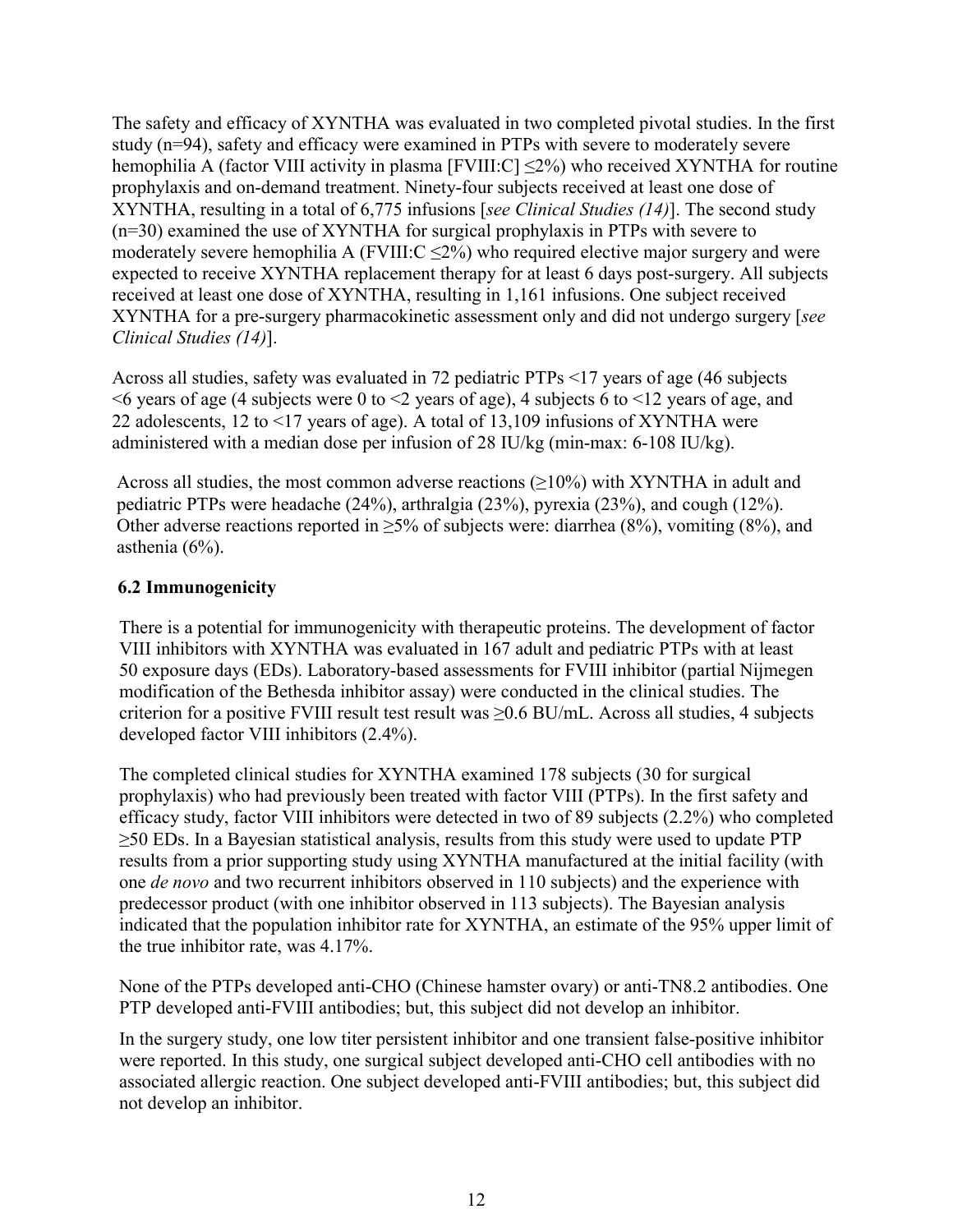The safety and efficacy of XYNTHA was evaluated in two completed pivotal studies. In the first study (n=94), safety and efficacy were examined in PTPs with severe to moderately severe hemophilia A (factor VIII activity in plasma [FVIII:C] ≤2%) who received XYNTHA for routine prophylaxis and on-demand treatment. Ninety-four subjects received at least one dose of XYNTHA, resulting in a total of 6,775 infusions [*see Clinical Studies (14)*]. The second study (n=30) examined the use of XYNTHA for surgical prophylaxis in PTPs with severe to moderately severe hemophilia A (FVIII:C ≤2%) who required elective major surgery and were expected to receive XYNTHA replacement therapy for at least 6 days post-surgery. All subjects received at least one dose of XYNTHA, resulting in 1,161 infusions. One subject received XYNTHA for a pre-surgery pharmacokinetic assessment only and did not undergo surgery [*see Clinical Studies (14)*].

Across all studies, safety was evaluated in 72 pediatric PTPs <17 years of age (46 subjects <6 years of age (4 subjects were 0 to <2 years of age), 4 subjects 6 to <12 years of age, and 22 adolescents, 12 to <17 years of age). A total of 13,109 infusions of XYNTHA were administered with a median dose per infusion of 28 IU/kg (min-max: 6-108 IU/kg).

Across all studies, the most common adverse reactions (≥10%) with XYNTHA in adult and pediatric PTPs were headache (24%), arthralgia (23%), pyrexia (23%), and cough (12%). Other adverse reactions reported in ≥5% of subjects were: diarrhea (8%), vomiting (8%), and asthenia (6%).

### 6.2 Immunogenicity

There is a potential for immunogenicity with therapeutic proteins. The development of factor VIII inhibitors with XYNTHA was evaluated in 167 adult and pediatric PTPs with at least 50 exposure days (EDs). Laboratory-based assessments for FVIII inhibitor (partial Nijmegen modification of the Bethesda inhibitor assay) were conducted in the clinical studies. The criterion for a positive FVIII result test result was ≥0.6 BU/mL. Across all studies, 4 subjects developed factor VIII inhibitors (2.4%).

The completed clinical studies for XYNTHA examined 178 subjects (30 for surgical prophylaxis) who had previously been treated with factor VIII (PTPs). In the first safety and efficacy study, factor VIII inhibitors were detected in two of 89 subjects (2.2%) who completed ≥50 EDs. In a Bayesian statistical analysis, results from this study were used to update PTP results from a prior supporting study using XYNTHA manufactured at the initial facility (with one *de novo* and two recurrent inhibitors observed in 110 subjects) and the experience with predecessor product (with one inhibitor observed in 113 subjects). The Bayesian analysis indicated that the population inhibitor rate for XYNTHA, an estimate of the 95% upper limit of the true inhibitor rate, was 4.17%.

None of the PTPs developed anti-CHO (Chinese hamster ovary) or anti-TN8.2 antibodies. One PTP developed anti-FVIII antibodies; but, this subject did not develop an inhibitor.

In the surgery study, one low titer persistent inhibitor and one transient false-positive inhibitor were reported. In this study, one surgical subject developed anti-CHO cell antibodies with no associated allergic reaction. One subject developed anti-FVIII antibodies; but, this subject did not develop an inhibitor.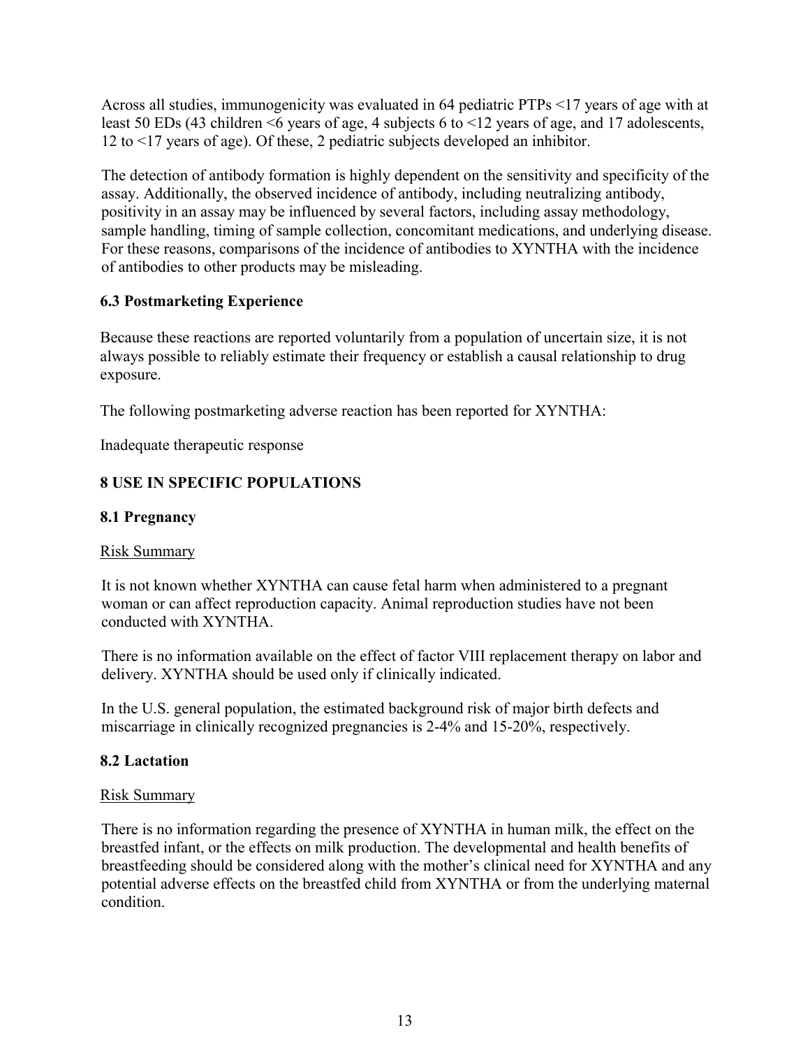Across all studies, immunogenicity was evaluated in 64 pediatric PTPs <17 years of age with at least 50 EDs (43 children <6 years of age, 4 subjects 6 to <12 years of age, and 17 adolescents, 12 to <17 years of age). Of these, 2 pediatric subjects developed an inhibitor.

The detection of antibody formation is highly dependent on the sensitivity and specificity of the assay. Additionally, the observed incidence of antibody, including neutralizing antibody, positivity in an assay may be influenced by several factors, including assay methodology, sample handling, timing of sample collection, concomitant medications, and underlying disease. For these reasons, comparisons of the incidence of antibodies to XYNTHA with the incidence of antibodies to other products may be misleading.

### 6.3 Postmarketing Experience

Because these reactions are reported voluntarily from a population of uncertain size, it is not always possible to reliably estimate their frequency or establish a causal relationship to drug exposure.

The following postmarketing adverse reaction has been reported for XYNTHA:

Inadequate therapeutic response

## 8 USE IN SPECIFIC POPULATIONS

### 8.1 Pregnancy

Risk Summary

It is not known whether XYNTHA can cause fetal harm when administered to a pregnant woman or can affect reproduction capacity. Animal reproduction studies have not been conducted with XYNTHA.

There is no information available on the effect of factor VIII replacement therapy on labor and delivery. XYNTHA should be used only if clinically indicated.

In the U.S. general population, the estimated background risk of major birth defects and miscarriage in clinically recognized pregnancies is 2-4% and 15-20%, respectively.

### 8.2 Lactation

Risk Summary

There is no information regarding the presence of XYNTHA in human milk, the effect on the breastfed infant, or the effects on milk production. The developmental and health benefits of breastfeeding should be considered along with the mother's clinical need for XYNTHA and any potential adverse effects on the breastfed child from XYNTHA or from the underlying maternal condition.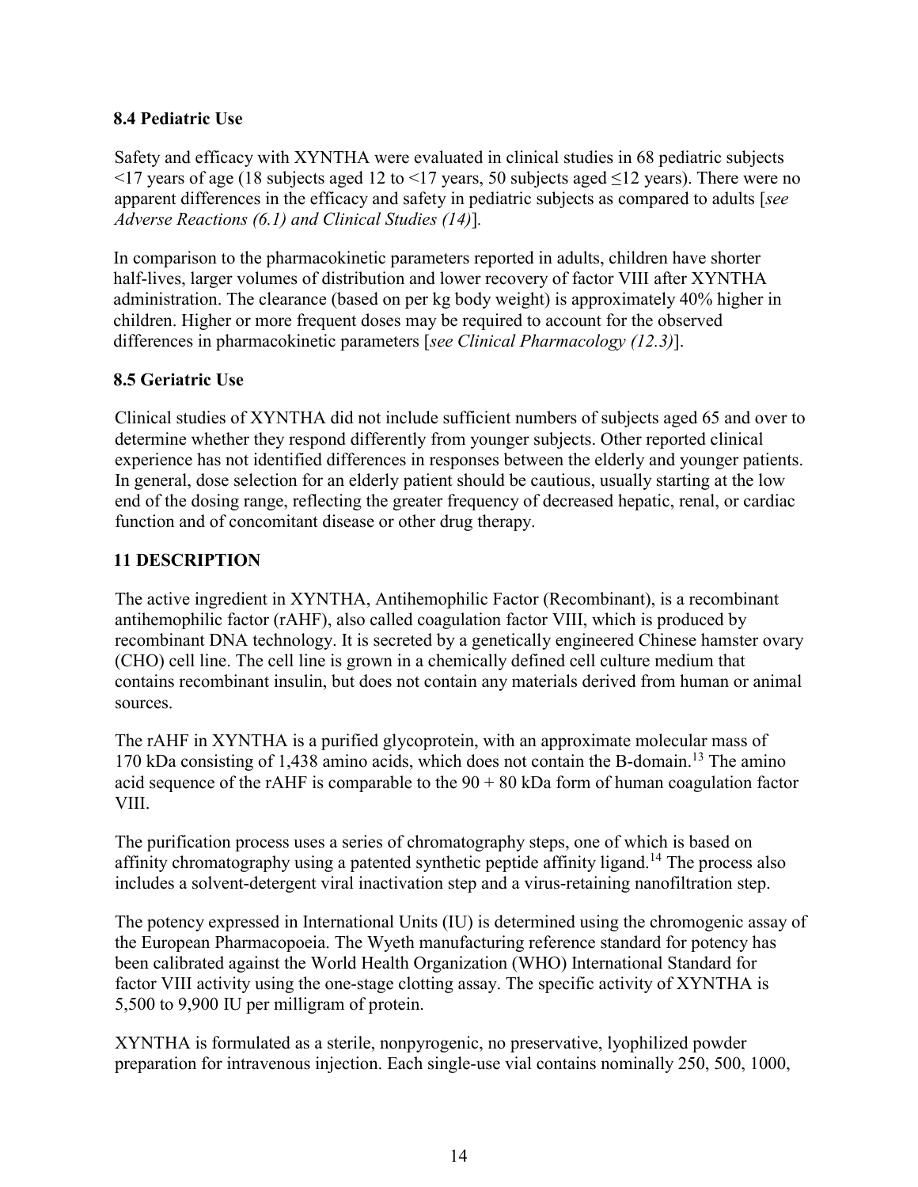### 8.4 Pediatric Use

Safety and efficacy with XYNTHA were evaluated in clinical studies in 68 pediatric subjects <17 years of age (18 subjects aged 12 to <17 years, 50 subjects aged ≤12 years). There were no apparent differences in the efficacy and safety in pediatric subjects as compared to adults [*see Adverse Reactions (6.1) and Clinical Studies (14)*].

In comparison to the pharmacokinetic parameters reported in adults, children have shorter half-lives, larger volumes of distribution and lower recovery of factor VIII after XYNTHA administration. The clearance (based on per kg body weight) is approximately 40% higher in children. Higher or more frequent doses may be required to account for the observed differences in pharmacokinetic parameters [*see Clinical Pharmacology (12.3)*].

### 8.5 Geriatric Use

Clinical studies of XYNTHA did not include sufficient numbers of subjects aged 65 and over to determine whether they respond differently from younger subjects. Other reported clinical experience has not identified differences in responses between the elderly and younger patients. In general, dose selection for an elderly patient should be cautious, usually starting at the low end of the dosing range, reflecting the greater frequency of decreased hepatic, renal, or cardiac function and of concomitant disease or other drug therapy.

## 11 DESCRIPTION

The active ingredient in XYNTHA, Antihemophilic Factor (Recombinant), is a recombinant antihemophilic factor (rAHF), also called coagulation factor VIII, which is produced by recombinant DNA technology. It is secreted by a genetically engineered Chinese hamster ovary (CHO) cell line. The cell line is grown in a chemically defined cell culture medium that contains recombinant insulin, but does not contain any materials derived from human or animal sources.

The rAHF in XYNTHA is a purified glycoprotein, with an approximate molecular mass of 170 kDa consisting of 1,438 amino acids, which does not contain the B-domain.[13] The amino acid sequence of the rAHF is comparable to the 90 + 80 kDa form of human coagulation factor VIII.

The purification process uses a series of chromatography steps, one of which is based on affinity chromatography using a patented synthetic peptide affinity ligand.[14] The process also includes a solvent-detergent viral inactivation step and a virus-retaining nanofiltration step.

The potency expressed in International Units (IU) is determined using the chromogenic assay of the European Pharmacopoeia. The Wyeth manufacturing reference standard for potency has been calibrated against the World Health Organization (WHO) International Standard for factor VIII activity using the one-stage clotting assay. The specific activity of XYNTHA is 5,500 to 9,900 IU per milligram of protein.

XYNTHA is formulated as a sterile, nonpyrogenic, no preservative, lyophilized powder preparation for intravenous injection. Each single-use vial contains nominally 250, 500, 1000,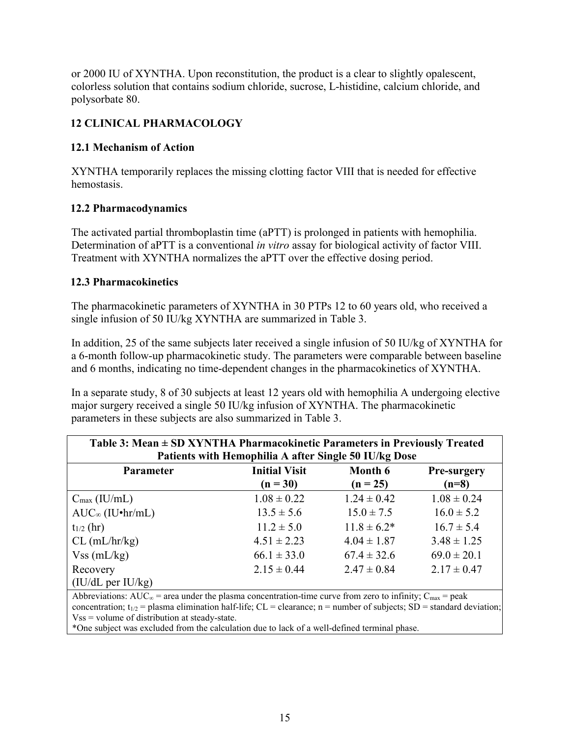or 2000 IU of XYNTHA. Upon reconstitution, the product is a clear to slightly opalescent, colorless solution that contains sodium chloride, sucrose, L-histidine, calcium chloride, and polysorbate 80.

## 12 CLINICAL PHARMACOLOGY

### 12.1 Mechanism of Action

XYNTHA temporarily replaces the missing clotting factor VIII that is needed for effective hemostasis.

### 12.2 Pharmacodynamics

The activated partial thromboplastin time (aPTT) is prolonged in patients with hemophilia. Determination of aPTT is a conventional *in vitro* assay for biological activity of factor VIII. Treatment with XYNTHA normalizes the aPTT over the effective dosing period.

### 12.3 Pharmacokinetics

The pharmacokinetic parameters of XYNTHA in 30 PTPs 12 to 60 years old, who received a single infusion of 50 IU/kg XYNTHA are summarized in Table 3.

In addition, 25 of the same subjects later received a single infusion of 50 IU/kg of XYNTHA for a 6-month follow-up pharmacokinetic study. The parameters were comparable between baseline and 6 months, indicating no time-dependent changes in the pharmacokinetics of XYNTHA.

In a separate study, 8 of 30 subjects at least 12 years old with hemophilia A undergoing elective major surgery received a single 50 IU/kg infusion of XYNTHA. The pharmacokinetic parameters in these subjects are also summarized in Table 3.

**Table 3: Mean ± SD XYNTHA Pharmacokinetic Parameters in Previously Treated Patients with Hemophilia A after Single 50 IU/kg Dose**

| Parameter | Initial Visit (n = 30) | Month 6 (n = 25) | Pre-surgery (n=8) |
|---|---|---|---|
| $C_{max}$ (IU/mL) | 1.08 ± 0.22 | 1.24 ± 0.42 | 1.08 ± 0.24 |
| $AUC_{\infty}$ (IU•hr/mL) | 13.5 ± 5.6 | 15.0 ± 7.5 | 16.0 ± 5.2 |
| $t_{1/2}$ (hr) | 11.2 ± 5.0 | 11.8 ± 6.2* | 16.7 ± 5.4 |
| CL (mL/hr/kg) | 4.51 ± 2.23 | 4.04 ± 1.87 | 3.48 ± 1.25 |
| Vss (mL/kg) | 66.1 ± 33.0 | 67.4 ± 32.6 | 69.0 ± 20.1 |
| Recovery (IU/dL per IU/kg) | 2.15 ± 0.44 | 2.47 ± 0.84 | 2.17 ± 0.47 |

Abbreviations: $AUC_{\infty}$ = area under the plasma concentration-time curve from zero to infinity; $C_{max}$ = peak concentration; $t_{1/2}$ = plasma elimination half-life; CL = clearance; n = number of subjects; SD = standard deviation; Vss = volume of distribution at steady-state.

*One subject was excluded from the calculation due to lack of a well-defined terminal phase.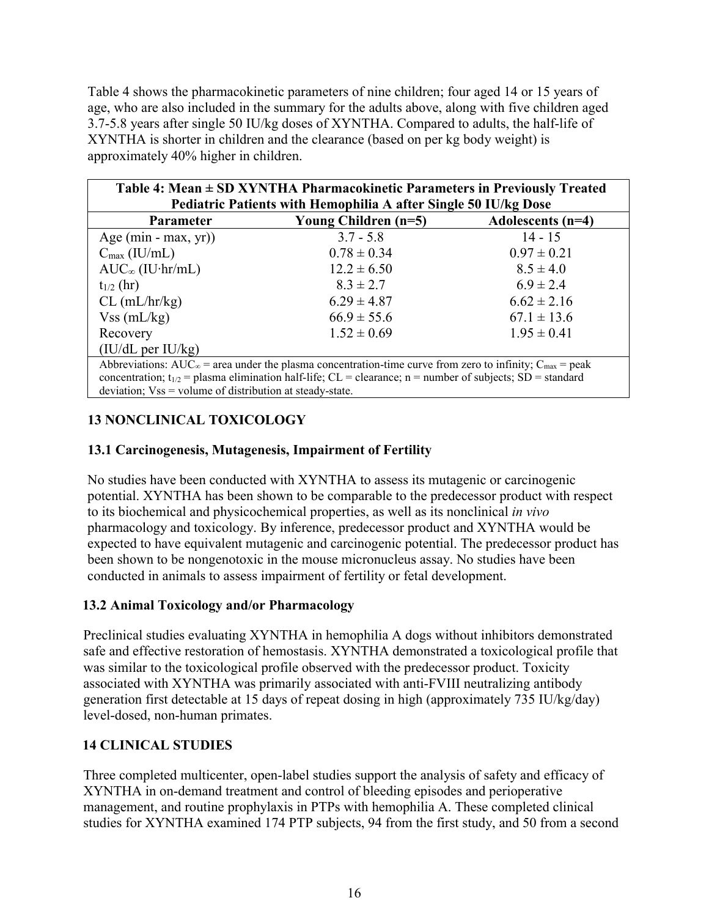Table 4 shows the pharmacokinetic parameters of nine children; four aged 14 or 15 years of age, who are also included in the summary for the adults above, along with five children aged 3.7-5.8 years after single 50 IU/kg doses of XYNTHA. Compared to adults, the half-life of XYNTHA is shorter in children and the clearance (based on per kg body weight) is approximately 40% higher in children.

**Table 4: Mean ± SD XYNTHA Pharmacokinetic Parameters in Previously Treated Pediatric Patients with Hemophilia A after Single 50 IU/kg Dose**

| Parameter | Young Children (n=5) | Adolescents (n=4) |
|---|---|---|
| Age (min - max, yr)) | 3.7 - 5.8 | 14 - 15 |
| $C_{max}$ (IU/mL) | 0.78 ± 0.34 | 0.97 ± 0.21 |
| $AUC_{\infty}$ (IU·hr/mL) | 12.2 ± 6.50 | 8.5 ± 4.0 |
| $t_{1/2}$ (hr) | 8.3 ± 2.7 | 6.9 ± 2.4 |
| CL (mL/hr/kg) | 6.29 ± 4.87 | 6.62 ± 2.16 |
| Vss (mL/kg) | 66.9 ± 55.6 | 67.1 ± 13.6 |
| Recovery (IU/dL per IU/kg) | 1.52 ± 0.69 | 1.95 ± 0.41 |

Abbreviations: $AUC_{\infty}$ = area under the plasma concentration-time curve from zero to infinity; $C_{max}$ = peak concentration; $t_{1/2}$ = plasma elimination half-life; CL = clearance; n = number of subjects; SD = standard deviation; Vss = volume of distribution at steady-state.

## 13 NONCLINICAL TOXICOLOGY

### 13.1 Carcinogenesis, Mutagenesis, Impairment of Fertility

No studies have been conducted with XYNTHA to assess its mutagenic or carcinogenic potential. XYNTHA has been shown to be comparable to the predecessor product with respect to its biochemical and physicochemical properties, as well as its nonclinical *in vivo* pharmacology and toxicology. By inference, predecessor product and XYNTHA would be expected to have equivalent mutagenic and carcinogenic potential. The predecessor product has been shown to be nongenotoxic in the mouse micronucleus assay. No studies have been conducted in animals to assess impairment of fertility or fetal development.

### 13.2 Animal Toxicology and/or Pharmacology

Preclinical studies evaluating XYNTHA in hemophilia A dogs without inhibitors demonstrated safe and effective restoration of hemostasis. XYNTHA demonstrated a toxicological profile that was similar to the toxicological profile observed with the predecessor product. Toxicity associated with XYNTHA was primarily associated with anti-FVIII neutralizing antibody generation first detectable at 15 days of repeat dosing in high (approximately 735 IU/kg/day) level-dosed, non-human primates.

## 14 CLINICAL STUDIES

Three completed multicenter, open-label studies support the analysis of safety and efficacy of XYNTHA in on-demand treatment and control of bleeding episodes and perioperative management, and routine prophylaxis in PTPs with hemophilia A. These completed clinical studies for XYNTHA examined 174 PTP subjects, 94 from the first study, and 50 from a second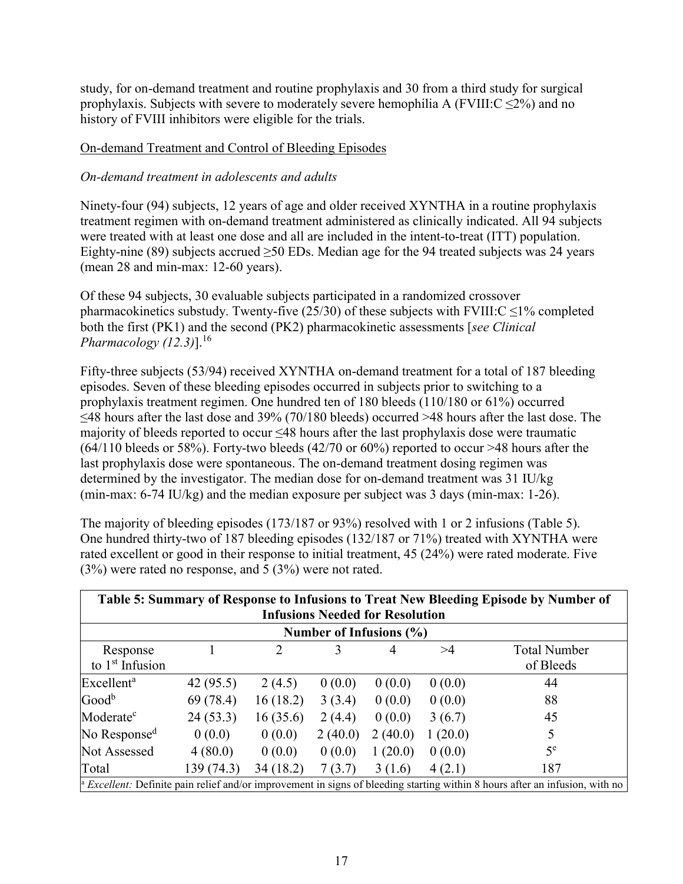study, for on-demand treatment and routine prophylaxis and 30 from a third study for surgical prophylaxis. Subjects with severe to moderately severe hemophilia A (FVIII:C ≤2%) and no history of FVIII inhibitors were eligible for the trials.

On-demand Treatment and Control of Bleeding Episodes

*On-demand treatment in adolescents and adults*

Ninety-four (94) subjects, 12 years of age and older received XYNTHA in a routine prophylaxis treatment regimen with on-demand treatment administered as clinically indicated. All 94 subjects were treated with at least one dose and all are included in the intent-to-treat (ITT) population. Eighty-nine (89) subjects accrued ≥50 EDs. Median age for the 94 treated subjects was 24 years (mean 28 and min-max: 12-60 years).

Of these 94 subjects, 30 evaluable subjects participated in a randomized crossover pharmacokinetics substudy. Twenty-five (25/30) of these subjects with FVIII:C ≤1% completed both the first (PK1) and the second (PK2) pharmacokinetic assessments [*see Clinical Pharmacology (12.3)*].[16]

Fifty-three subjects (53/94) received XYNTHA on-demand treatment for a total of 187 bleeding episodes. Seven of these bleeding episodes occurred in subjects prior to switching to a prophylaxis treatment regimen. One hundred ten of 180 bleeds (110/180 or 61%) occurred ≤48 hours after the last dose and 39% (70/180 bleeds) occurred >48 hours after the last dose. The majority of bleeds reported to occur ≤48 hours after the last prophylaxis dose were traumatic (64/110 bleeds or 58%). Forty-two bleeds (42/70 or 60%) reported to occur >48 hours after the last prophylaxis dose were spontaneous. The on-demand treatment dosing regimen was determined by the investigator. The median dose for on-demand treatment was 31 IU/kg (min-max: 6-74 IU/kg) and the median exposure per subject was 3 days (min-max: 1-26).

The majority of bleeding episodes (173/187 or 93%) resolved with 1 or 2 infusions (Table 5). One hundred thirty-two of 187 bleeding episodes (132/187 or 71%) treated with XYNTHA were rated excellent or good in their response to initial treatment, 45 (24%) were rated moderate. Five (3%) were rated no response, and 5 (3%) were not rated.

**Table 5: Summary of Response to Infusions to Treat New Bleeding Episode by Number of Infusions Needed for Resolution**

| | Number of Infusions (%) | | | | | |
|---|---|---|---|---|---|---|
| Response to 1st Infusion | 1 | 2 | 3 | 4 | >4 | Total Number of Bleeds |
| Excellent[a] | 42 (95.5) | 2 (4.5) | 0 (0.0) | 0 (0.0) | 0 (0.0) | 44 |
| Good[b] | 69 (78.4) | 16 (18.2) | 3 (3.4) | 0 (0.0) | 0 (0.0) | 88 |
| Moderate[c] | 24 (53.3) | 16 (35.6) | 2 (4.4) | 0 (0.0) | 3 (6.7) | 45 |
| No Response[d] | 0 (0.0) | 0 (0.0) | 2 (40.0) | 2 (40.0) | 1 (20.0) | 5 |
| Not Assessed | 4 (80.0) | 0 (0.0) | 0 (0.0) | 1 (20.0) | 0 (0.0) | 5[e] |
| Total | 139 (74.3) | 34 (18.2) | 7 (3.7) | 3 (1.6) | 4 (2.1) | 187 |

[a] *Excellent:* Definite pain relief and/or improvement in signs of bleeding starting within 8 hours after an infusion, with no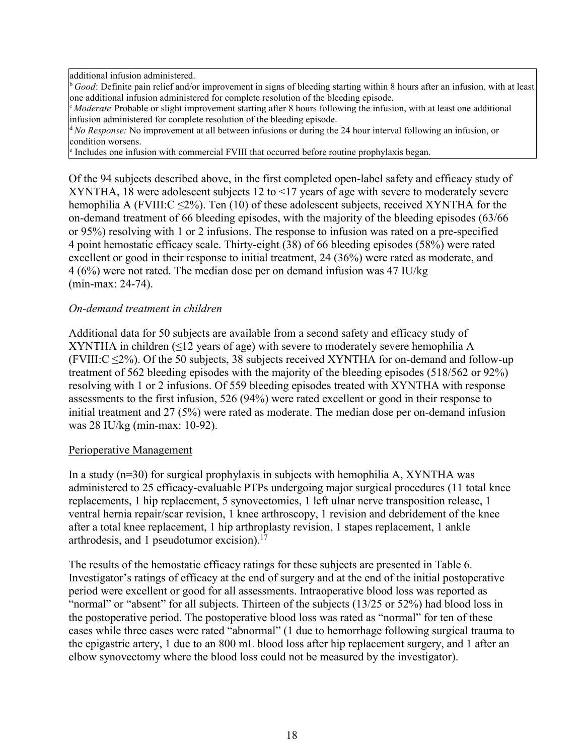| |
|---|
| additional infusion administered. |
| [b] *Good*: Definite pain relief and/or improvement in signs of bleeding starting within 8 hours after an infusion, with at least one additional infusion administered for complete resolution of the bleeding episode. |
| [c] *Moderate*: Probable or slight improvement starting after 8 hours following the infusion, with at least one additional infusion administered for complete resolution of the bleeding episode. |
| [d] *No Response:* No improvement at all between infusions or during the 24 hour interval following an infusion, or condition worsens. |
| [e] Includes one infusion with commercial FVIII that occurred before routine prophylaxis began. |

Of the 94 subjects described above, in the first completed open-label safety and efficacy study of XYNTHA, 18 were adolescent subjects 12 to <17 years of age with severe to moderately severe hemophilia A (FVIII:C ≤2%). Ten (10) of these adolescent subjects, received XYNTHA for the on-demand treatment of 66 bleeding episodes, with the majority of the bleeding episodes (63/66 or 95%) resolving with 1 or 2 infusions. The response to infusion was rated on a pre-specified 4 point hemostatic efficacy scale. Thirty-eight (38) of 66 bleeding episodes (58%) were rated excellent or good in their response to initial treatment, 24 (36%) were rated as moderate, and 4 (6%) were not rated. The median dose per on demand infusion was 47 IU/kg (min-max: 24-74).

*On-demand treatment in children*

Additional data for 50 subjects are available from a second safety and efficacy study of XYNTHA in children (≤12 years of age) with severe to moderately severe hemophilia A (FVIII:C ≤2%). Of the 50 subjects, 38 subjects received XYNTHA for on-demand and follow-up treatment of 562 bleeding episodes with the majority of the bleeding episodes (518/562 or 92%) resolving with 1 or 2 infusions. Of 559 bleeding episodes treated with XYNTHA with response assessments to the first infusion, 526 (94%) were rated excellent or good in their response to initial treatment and 27 (5%) were rated as moderate. The median dose per on-demand infusion was 28 IU/kg (min-max: 10-92).

Perioperative Management

In a study (n=30) for surgical prophylaxis in subjects with hemophilia A, XYNTHA was administered to 25 efficacy-evaluable PTPs undergoing major surgical procedures (11 total knee replacements, 1 hip replacement, 5 synovectomies, 1 left ulnar nerve transposition release, 1 ventral hernia repair/scar revision, 1 knee arthroscopy, 1 revision and debridement of the knee after a total knee replacement, 1 hip arthroplasty revision, 1 stapes replacement, 1 ankle arthrodesis, and 1 pseudotumor excision).[17]

The results of the hemostatic efficacy ratings for these subjects are presented in Table 6. Investigator's ratings of efficacy at the end of surgery and at the end of the initial postoperative period were excellent or good for all assessments. Intraoperative blood loss was reported as "normal" or "absent" for all subjects. Thirteen of the subjects (13/25 or 52%) had blood loss in the postoperative period. The postoperative blood loss was rated as "normal" for ten of these cases while three cases were rated "abnormal" (1 due to hemorrhage following surgical trauma to the epigastric artery, 1 due to an 800 mL blood loss after hip replacement surgery, and 1 after an elbow synovectomy where the blood loss could not be measured by the investigator).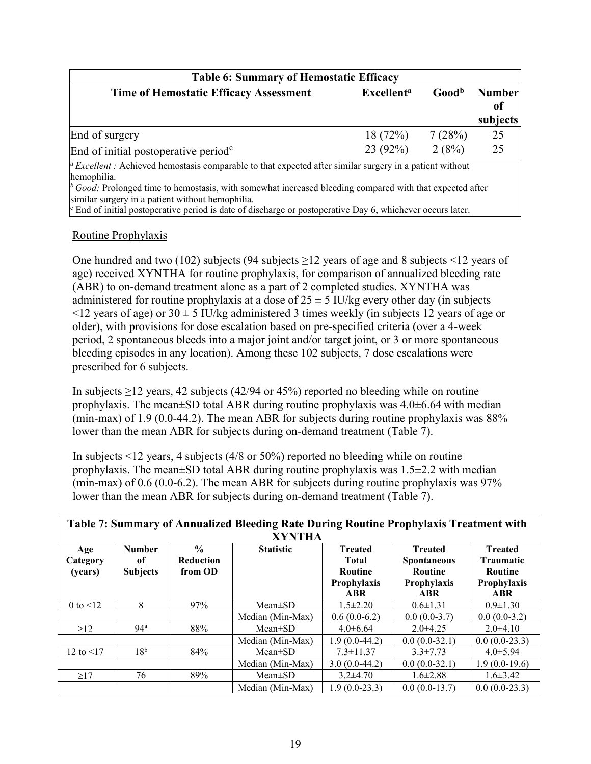| Table 6: Summary of Hemostatic Efficacy | | | |
|---|---|---|---|
| **Time of Hemostatic Efficacy Assessment** | **Excellent[a]** | **Good[b]** | **Number of subjects** |
| End of surgery | 18 (72%) | 7 (28%) | 25 |
| End of initial postoperative period[c] | 23 (92%) | 2 (8%) | 25 |

[a] *Excellent :* Achieved hemostasis comparable to that expected after similar surgery in a patient without hemophilia.
[b] *Good:* Prolonged time to hemostasis, with somewhat increased bleeding compared with that expected after similar surgery in a patient without hemophilia.
[c] End of initial postoperative period is date of discharge or postoperative Day 6, whichever occurs later.

Routine Prophylaxis

One hundred and two (102) subjects (94 subjects ≥12 years of age and 8 subjects <12 years of age) received XYNTHA for routine prophylaxis, for comparison of annualized bleeding rate (ABR) to on-demand treatment alone as a part of 2 completed studies. XYNTHA was administered for routine prophylaxis at a dose of 25 ± 5 IU/kg every other day (in subjects <12 years of age) or 30 ± 5 IU/kg administered 3 times weekly (in subjects 12 years of age or older), with provisions for dose escalation based on pre-specified criteria (over a 4-week period, 2 spontaneous bleeds into a major joint and/or target joint, or 3 or more spontaneous bleeding episodes in any location). Among these 102 subjects, 7 dose escalations were prescribed for 6 subjects.

In subjects ≥12 years, 42 subjects (42/94 or 45%) reported no bleeding while on routine prophylaxis. The mean±SD total ABR during routine prophylaxis was 4.0±6.64 with median (min-max) of 1.9 (0.0-44.2). The mean ABR for subjects during routine prophylaxis was 88% lower than the mean ABR for subjects during on-demand treatment (Table 7).

In subjects <12 years, 4 subjects (4/8 or 50%) reported no bleeding while on routine prophylaxis. The mean±SD total ABR during routine prophylaxis was 1.5±2.2 with median (min-max) of 0.6 (0.0-6.2). The mean ABR for subjects during routine prophylaxis was 97% lower than the mean ABR for subjects during on-demand treatment (Table 7).

**Table 7: Summary of Annualized Bleeding Rate During Routine Prophylaxis Treatment with XYNTHA**

| Age Category (years) | Number of Subjects | % Reduction from OD | Statistic | Treated Total Routine Prophylaxis ABR | Treated Spontaneous Routine Prophylaxis ABR | Treated Traumatic Routine Prophylaxis ABR |
|---|---|---|---|---|---|---|
| 0 to <12 | 8 | 97% | Mean±SD | 1.5±2.20 | 0.6±1.31 | 0.9±1.30 |
| | | | Median (Min-Max) | 0.6 (0.0-6.2) | 0.0 (0.0-3.7) | 0.0 (0.0-3.2) |
| ≥12 | 94[a] | 88% | Mean±SD | 4.0±6.64 | 2.0±4.25 | 2.0±4.10 |
| | | | Median (Min-Max) | 1.9 (0.0-44.2) | 0.0 (0.0-32.1) | 0.0 (0.0-23.3) |
| 12 to <17 | 18[b] | 84% | Mean±SD | 7.3±11.37 | 3.3±7.73 | 4.0±5.94 |
| | | | Median (Min-Max) | 3.0 (0.0-44.2) | 0.0 (0.0-32.1) | 1.9 (0.0-19.6) |
| ≥17 | 76 | 89% | Mean±SD | 3.2±4.70 | 1.6±2.88 | 1.6±3.42 |
| | | | Median (Min-Max) | 1.9 (0.0-23.3) | 0.0 (0.0-13.7) | 0.0 (0.0-23.3) |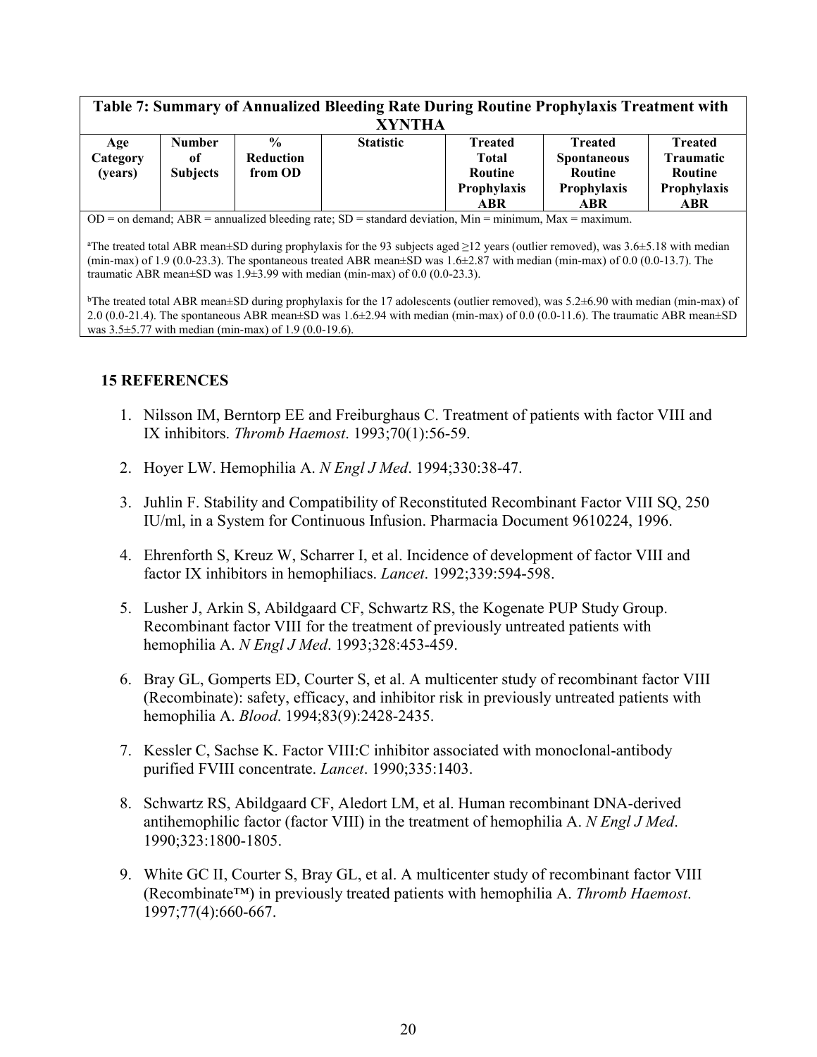| Table 7: Summary of Annualized Bleeding Rate During Routine Prophylaxis Treatment with XYNTHA | | | | | | |
|---|---|---|---|---|---|---|
| Age Category (years) | Number of Subjects | % Reduction from OD | Statistic | Treated Total Routine Prophylaxis ABR | Treated Spontaneous Routine Prophylaxis ABR | Treated Traumatic Routine Prophylaxis ABR |

OD = on demand; ABR = annualized bleeding rate; SD = standard deviation, Min = minimum, Max = maximum.

[a]The treated total ABR mean±SD during prophylaxis for the 93 subjects aged ≥12 years (outlier removed), was 3.6±5.18 with median (min-max) of 1.9 (0.0-23.3). The spontaneous treated ABR mean±SD was 1.6±2.87 with median (min-max) of 0.0 (0.0-13.7). The traumatic ABR mean±SD was 1.9±3.99 with median (min-max) of 0.0 (0.0-23.3).

[b]The treated total ABR mean±SD during prophylaxis for the 17 adolescents (outlier removed), was 5.2±6.90 with median (min-max) of 2.0 (0.0-21.4). The spontaneous ABR mean±SD was 1.6±2.94 with median (min-max) of 0.0 (0.0-11.6). The traumatic ABR mean±SD was 3.5±5.77 with median (min-max) of 1.9 (0.0-19.6).

## 15 REFERENCES

1. Nilsson IM, Berntorp EE and Freiburghaus C. Treatment of patients with factor VIII and IX inhibitors. *Thromb Haemost*. 1993;70(1):56-59.
2. Hoyer LW. Hemophilia A. *N Engl J Med*. 1994;330:38-47.
3. Juhlin F. Stability and Compatibility of Reconstituted Recombinant Factor VIII SQ, 250 IU/ml, in a System for Continuous Infusion. Pharmacia Document 9610224, 1996.
4. Ehrenforth S, Kreuz W, Scharrer I, et al. Incidence of development of factor VIII and factor IX inhibitors in hemophiliacs. *Lancet*. 1992;339:594-598.
5. Lusher J, Arkin S, Abildgaard CF, Schwartz RS, the Kogenate PUP Study Group. Recombinant factor VIII for the treatment of previously untreated patients with hemophilia A. *N Engl J Med*. 1993;328:453-459.
6. Bray GL, Gomperts ED, Courter S, et al. A multicenter study of recombinant factor VIII (Recombinate): safety, efficacy, and inhibitor risk in previously untreated patients with hemophilia A. *Blood*. 1994;83(9):2428-2435.
7. Kessler C, Sachse K. Factor VIII:C inhibitor associated with monoclonal-antibody purified FVIII concentrate. *Lancet*. 1990;335:1403.
8. Schwartz RS, Abildgaard CF, Aledort LM, et al. Human recombinant DNA-derived antihemophilic factor (factor VIII) in the treatment of hemophilia A. *N Engl J Med*. 1990;323:1800-1805.
9. White GC II, Courter S, Bray GL, et al. A multicenter study of recombinant factor VIII (Recombinate™) in previously treated patients with hemophilia A. *Thromb Haemost*. 1997;77(4):660-667.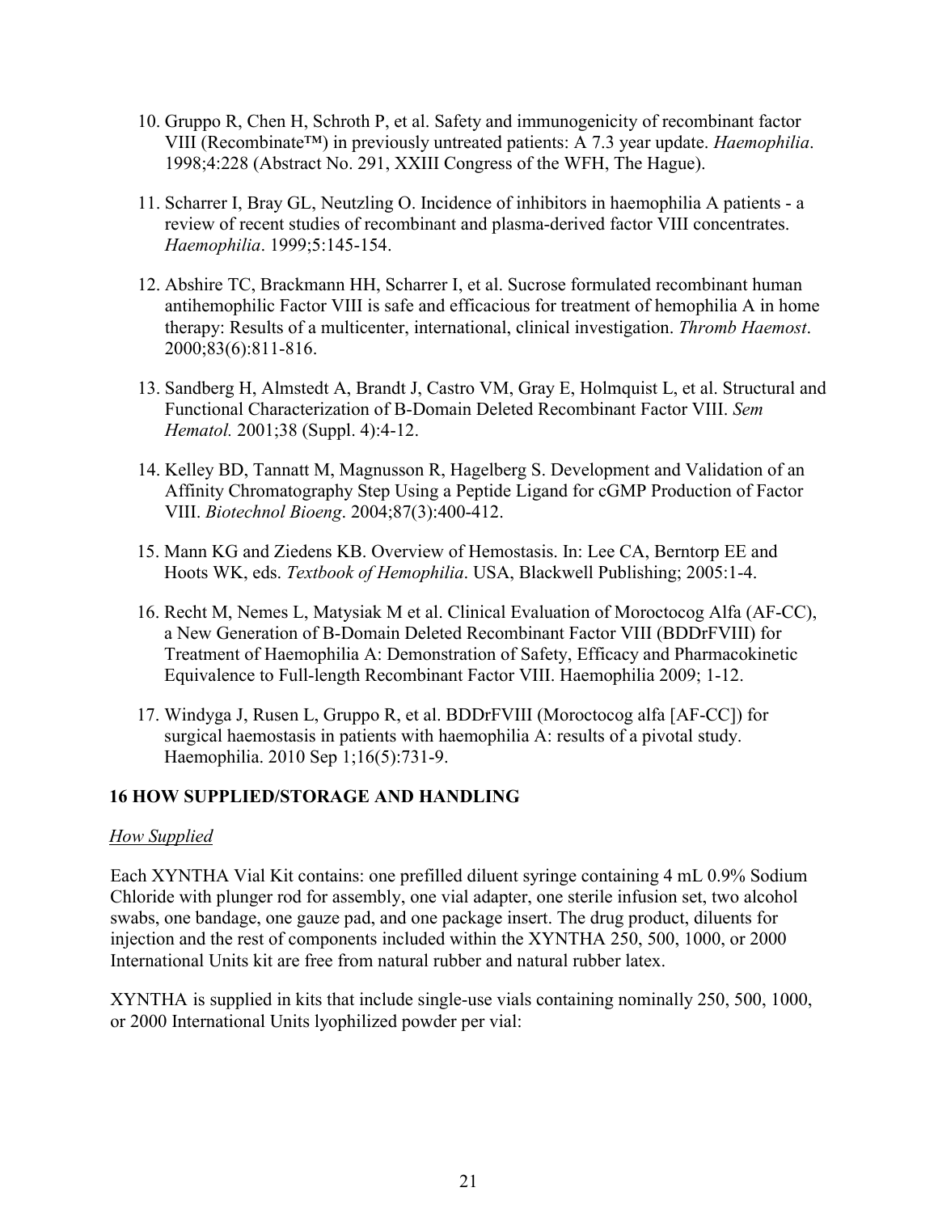10. Gruppo R, Chen H, Schroth P, et al. Safety and immunogenicity of recombinant factor VIII (Recombinate™) in previously untreated patients: A 7.3 year update. *Haemophilia*. 1998;4:228 (Abstract No. 291, XXIII Congress of the WFH, The Hague).

11. Scharrer I, Bray GL, Neutzling O. Incidence of inhibitors in haemophilia A patients - a review of recent studies of recombinant and plasma-derived factor VIII concentrates. *Haemophilia*. 1999;5:145-154.

12. Abshire TC, Brackmann HH, Scharrer I, et al. Sucrose formulated recombinant human antihemophilic Factor VIII is safe and efficacious for treatment of hemophilia A in home therapy: Results of a multicenter, international, clinical investigation. *Thromb Haemost*. 2000;83(6):811-816.

13. Sandberg H, Almstedt A, Brandt J, Castro VM, Gray E, Holmquist L, et al. Structural and Functional Characterization of B-Domain Deleted Recombinant Factor VIII. *Sem Hematol.* 2001;38 (Suppl. 4):4-12.

14. Kelley BD, Tannatt M, Magnusson R, Hagelberg S. Development and Validation of an Affinity Chromatography Step Using a Peptide Ligand for cGMP Production of Factor VIII. *Biotechnol Bioeng*. 2004;87(3):400-412.

15. Mann KG and Ziedens KB. Overview of Hemostasis. In: Lee CA, Berntorp EE and Hoots WK, eds. *Textbook of Hemophilia*. USA, Blackwell Publishing; 2005:1-4.

16. Recht M, Nemes L, Matysiak M et al. Clinical Evaluation of Moroctocog Alfa (AF-CC), a New Generation of B-Domain Deleted Recombinant Factor VIII (BDDrFVIII) for Treatment of Haemophilia A: Demonstration of Safety, Efficacy and Pharmacokinetic Equivalence to Full-length Recombinant Factor VIII. Haemophilia 2009; 1-12.

17. Windyga J, Rusen L, Gruppo R, et al. BDDrFVIII (Moroctocog alfa [AF-CC]) for surgical haemostasis in patients with haemophilia A: results of a pivotal study. Haemophilia. 2010 Sep 1;16(5):731-9.

## 16 HOW SUPPLIED/STORAGE AND HANDLING

*How Supplied*

Each XYNTHA Vial Kit contains: one prefilled diluent syringe containing 4 mL 0.9% Sodium Chloride with plunger rod for assembly, one vial adapter, one sterile infusion set, two alcohol swabs, one bandage, one gauze pad, and one package insert. The drug product, diluents for injection and the rest of components included within the XYNTHA 250, 500, 1000, or 2000 International Units kit are free from natural rubber and natural rubber latex.

XYNTHA is supplied in kits that include single-use vials containing nominally 250, 500, 1000, or 2000 International Units lyophilized powder per vial: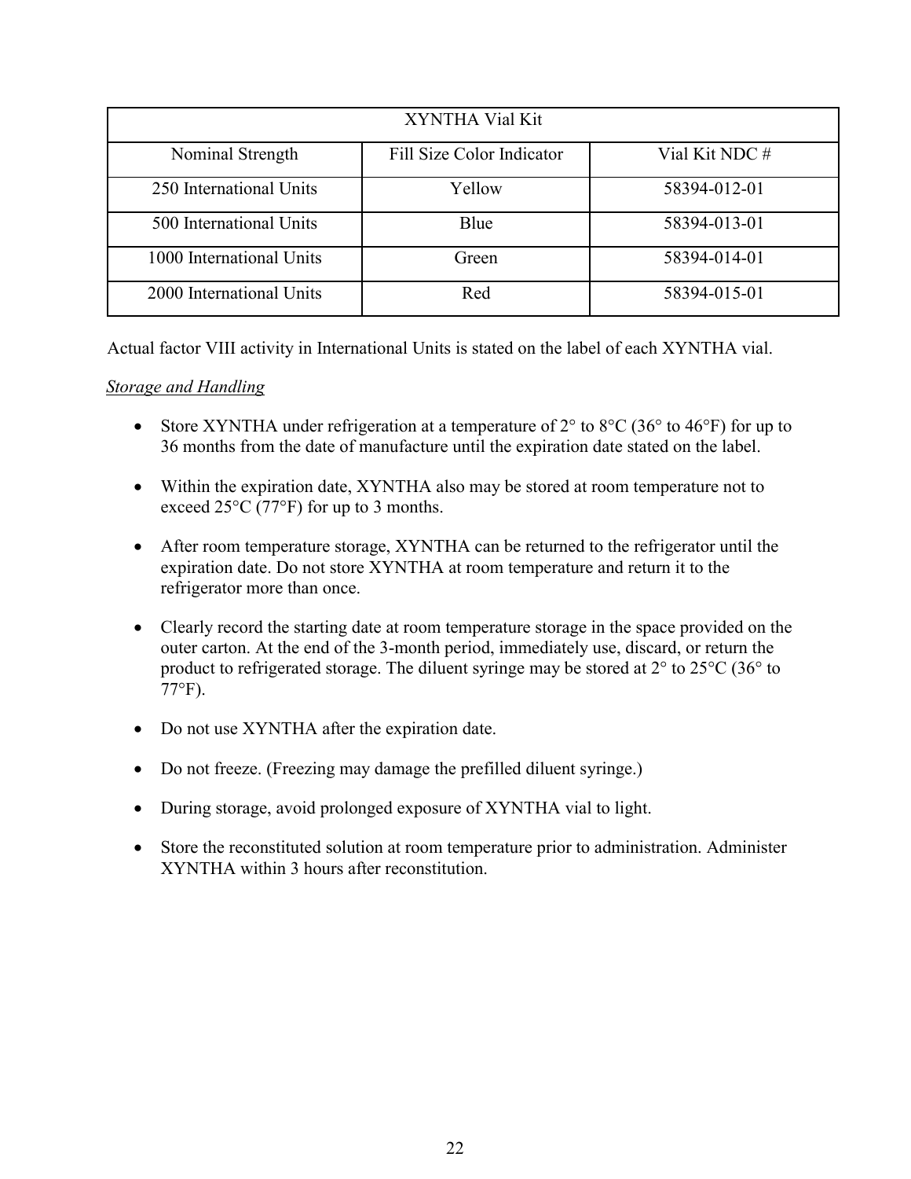| XYNTHA Vial Kit | | |
|---|---|---|
| Nominal Strength | Fill Size Color Indicator | Vial Kit NDC # |
| 250 International Units | Yellow | 58394-012-01 |
| 500 International Units | Blue | 58394-013-01 |
| 1000 International Units | Green | 58394-014-01 |
| 2000 International Units | Red | 58394-015-01 |

Actual factor VIII activity in International Units is stated on the label of each XYNTHA vial.

*Storage and Handling*

- Store XYNTHA under refrigeration at a temperature of 2° to 8°C (36° to 46°F) for up to 36 months from the date of manufacture until the expiration date stated on the label.
- Within the expiration date, XYNTHA also may be stored at room temperature not to exceed 25°C (77°F) for up to 3 months.
- After room temperature storage, XYNTHA can be returned to the refrigerator until the expiration date. Do not store XYNTHA at room temperature and return it to the refrigerator more than once.
- Clearly record the starting date at room temperature storage in the space provided on the outer carton. At the end of the 3-month period, immediately use, discard, or return the product to refrigerated storage. The diluent syringe may be stored at 2° to 25°C (36° to 77°F).
- Do not use XYNTHA after the expiration date.
- Do not freeze. (Freezing may damage the prefilled diluent syringe.)
- During storage, avoid prolonged exposure of XYNTHA vial to light.
- Store the reconstituted solution at room temperature prior to administration. Administer XYNTHA within 3 hours after reconstitution.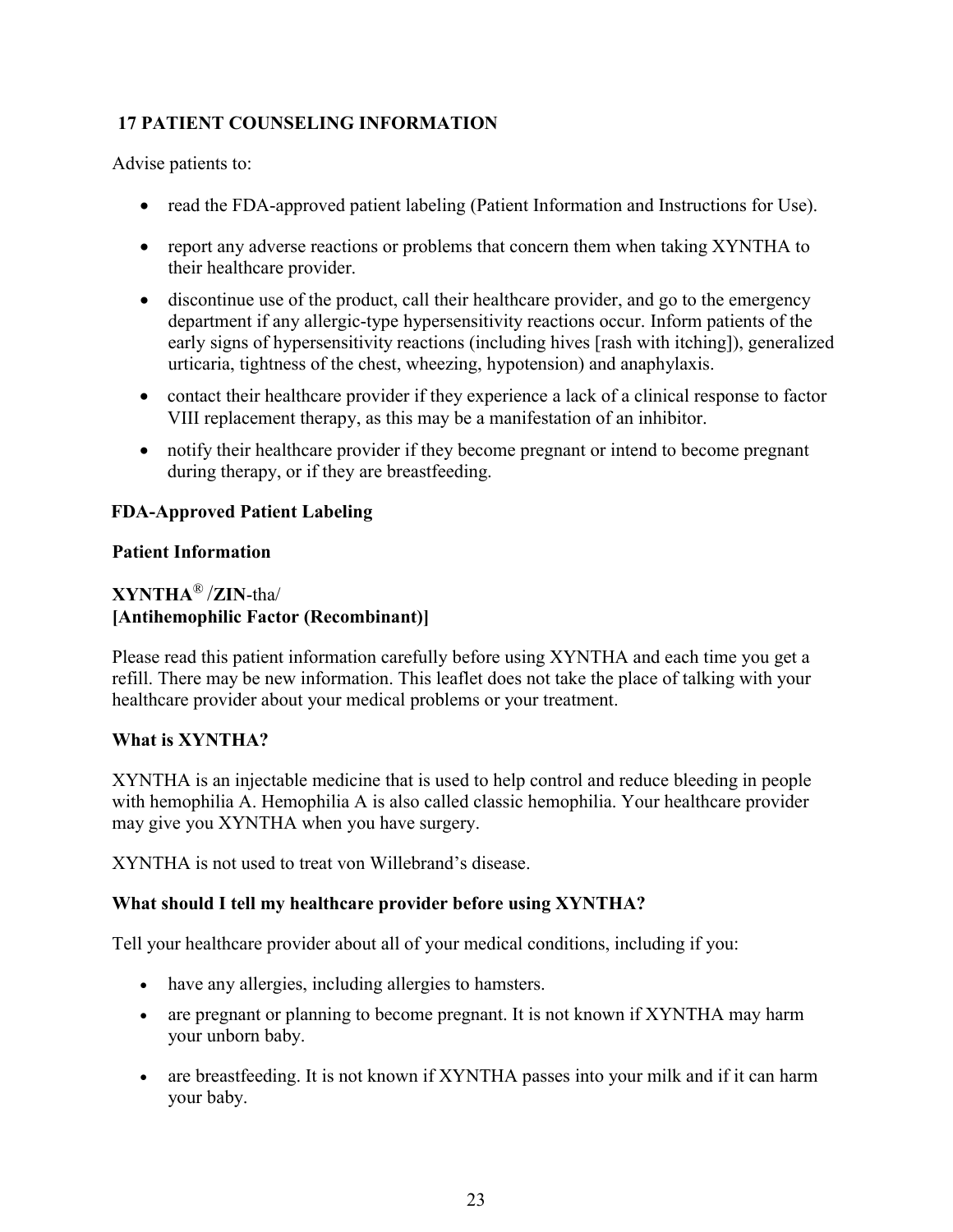## 17 PATIENT COUNSELING INFORMATION

Advise patients to:

- read the FDA-approved patient labeling (Patient Information and Instructions for Use).
- report any adverse reactions or problems that concern them when taking XYNTHA to their healthcare provider.
- discontinue use of the product, call their healthcare provider, and go to the emergency department if any allergic-type hypersensitivity reactions occur. Inform patients of the early signs of hypersensitivity reactions (including hives [rash with itching]), generalized urticaria, tightness of the chest, wheezing, hypotension) and anaphylaxis.
- contact their healthcare provider if they experience a lack of a clinical response to factor VIII replacement therapy, as this may be a manifestation of an inhibitor.
- notify their healthcare provider if they become pregnant or intend to become pregnant during therapy, or if they are breastfeeding.

**FDA-Approved Patient Labeling**

**Patient Information**

**XYNTHA**® **/ZIN**-tha/
**[Antihemophilic Factor (Recombinant)]**

Please read this patient information carefully before using XYNTHA and each time you get a refill. There may be new information. This leaflet does not take the place of talking with your healthcare provider about your medical problems or your treatment.

**What is XYNTHA?**

XYNTHA is an injectable medicine that is used to help control and reduce bleeding in people with hemophilia A. Hemophilia A is also called classic hemophilia. Your healthcare provider may give you XYNTHA when you have surgery.

XYNTHA is not used to treat von Willebrand's disease.

**What should I tell my healthcare provider before using XYNTHA?**

Tell your healthcare provider about all of your medical conditions, including if you:

- have any allergies, including allergies to hamsters.
- are pregnant or planning to become pregnant. It is not known if XYNTHA may harm your unborn baby.
- are breastfeeding. It is not known if XYNTHA passes into your milk and if it can harm your baby.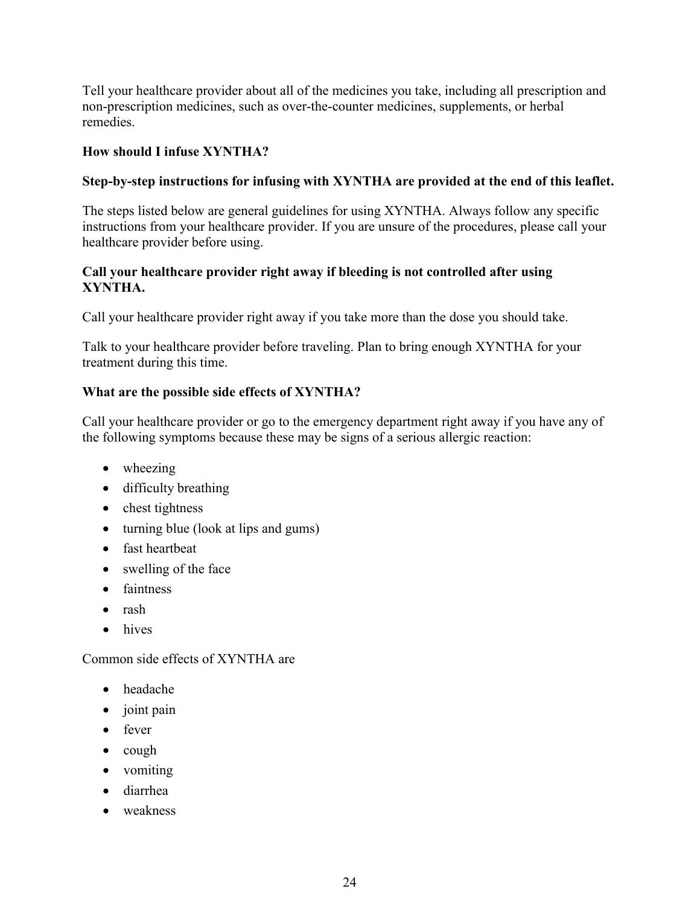Tell your healthcare provider about all of the medicines you take, including all prescription and non-prescription medicines, such as over-the-counter medicines, supplements, or herbal remedies.

### How should I infuse XYNTHA?

**Step-by-step instructions for infusing with XYNTHA are provided at the end of this leaflet.**

The steps listed below are general guidelines for using XYNTHA. Always follow any specific instructions from your healthcare provider. If you are unsure of the procedures, please call your healthcare provider before using.

**Call your healthcare provider right away if bleeding is not controlled after using XYNTHA.**

Call your healthcare provider right away if you take more than the dose you should take.

Talk to your healthcare provider before traveling. Plan to bring enough XYNTHA for your treatment during this time.

### What are the possible side effects of XYNTHA?

Call your healthcare provider or go to the emergency department right away if you have any of the following symptoms because these may be signs of a serious allergic reaction:

- wheezing
- difficulty breathing
- chest tightness
- turning blue (look at lips and gums)
- fast heartbeat
- swelling of the face
- faintness
- rash
- hives

Common side effects of XYNTHA are

- headache
- joint pain
- fever
- cough
- vomiting
- diarrhea
- weakness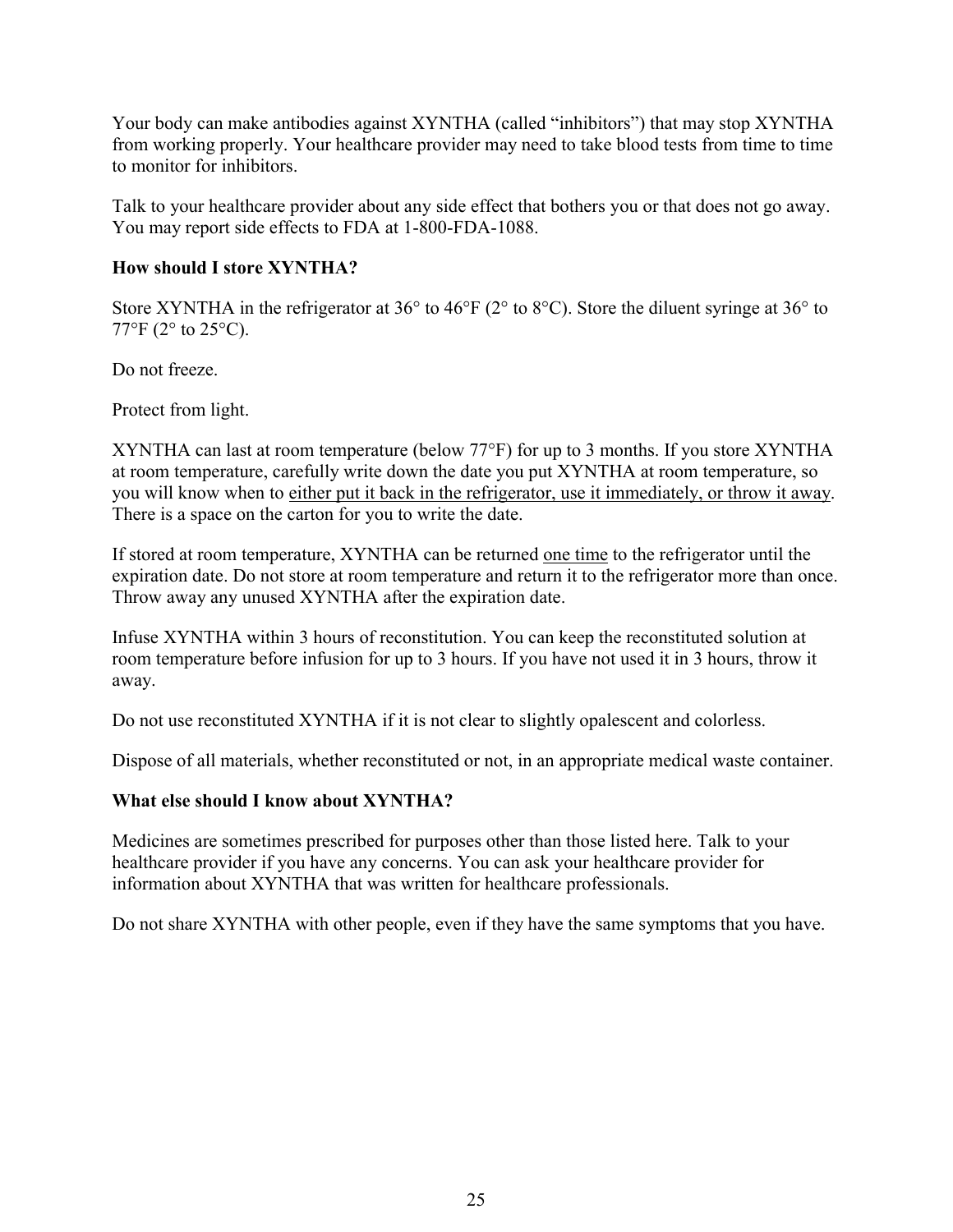Your body can make antibodies against XYNTHA (called "inhibitors") that may stop XYNTHA from working properly. Your healthcare provider may need to take blood tests from time to time to monitor for inhibitors.

Talk to your healthcare provider about any side effect that bothers you or that does not go away. You may report side effects to FDA at 1-800-FDA-1088.

**How should I store XYNTHA?**

Store XYNTHA in the refrigerator at 36° to 46°F (2° to 8°C). Store the diluent syringe at 36° to 77°F (2° to 25°C).

Do not freeze.

Protect from light.

XYNTHA can last at room temperature (below 77°F) for up to 3 months. If you store XYNTHA at room temperature, carefully write down the date you put XYNTHA at room temperature, so you will know when to <u>either put it back in the refrigerator, use it immediately, or throw it away</u>. There is a space on the carton for you to write the date.

If stored at room temperature, XYNTHA can be returned <u>one time</u> to the refrigerator until the expiration date. Do not store at room temperature and return it to the refrigerator more than once. Throw away any unused XYNTHA after the expiration date.

Infuse XYNTHA within 3 hours of reconstitution. You can keep the reconstituted solution at room temperature before infusion for up to 3 hours. If you have not used it in 3 hours, throw it away.

Do not use reconstituted XYNTHA if it is not clear to slightly opalescent and colorless.

Dispose of all materials, whether reconstituted or not, in an appropriate medical waste container.

**What else should I know about XYNTHA?**

Medicines are sometimes prescribed for purposes other than those listed here. Talk to your healthcare provider if you have any concerns. You can ask your healthcare provider for information about XYNTHA that was written for healthcare professionals.

Do not share XYNTHA with other people, even if they have the same symptoms that you have.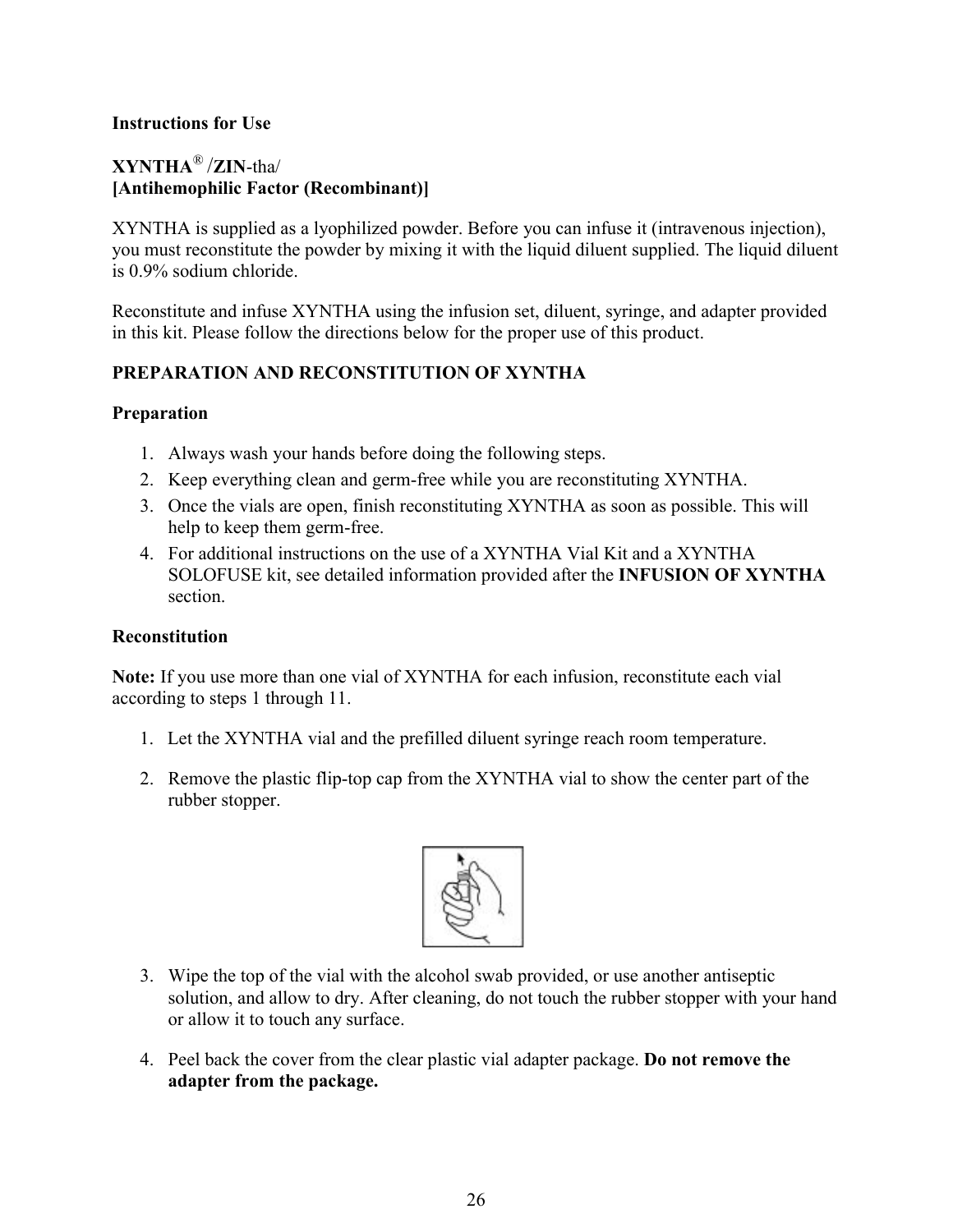**Instructions for Use**

**XYNTHA**® /**ZIN**-tha/
**[Antihemophilic Factor (Recombinant)]**

XYNTHA is supplied as a lyophilized powder. Before you can infuse it (intravenous injection), you must reconstitute the powder by mixing it with the liquid diluent supplied. The liquid diluent is 0.9% sodium chloride.

Reconstitute and infuse XYNTHA using the infusion set, diluent, syringe, and adapter provided in this kit. Please follow the directions below for the proper use of this product.

**PREPARATION AND RECONSTITUTION OF XYNTHA**

**Preparation**

1. Always wash your hands before doing the following steps.
2. Keep everything clean and germ-free while you are reconstituting XYNTHA.
3. Once the vials are open, finish reconstituting XYNTHA as soon as possible. This will help to keep them germ-free.
4. For additional instructions on the use of a XYNTHA Vial Kit and a XYNTHA SOLOFUSE kit, see detailed information provided after the **INFUSION OF XYNTHA** section.

**Reconstitution**

**Note:** If you use more than one vial of XYNTHA for each infusion, reconstitute each vial according to steps 1 through 11.

1. Let the XYNTHA vial and the prefilled diluent syringe reach room temperature.

2. Remove the plastic flip-top cap from the XYNTHA vial to show the center part of the rubber stopper.

3. Wipe the top of the vial with the alcohol swab provided, or use another antiseptic solution, and allow to dry. After cleaning, do not touch the rubber stopper with your hand or allow it to touch any surface.

4. Peel back the cover from the clear plastic vial adapter package. **Do not remove the adapter from the package.**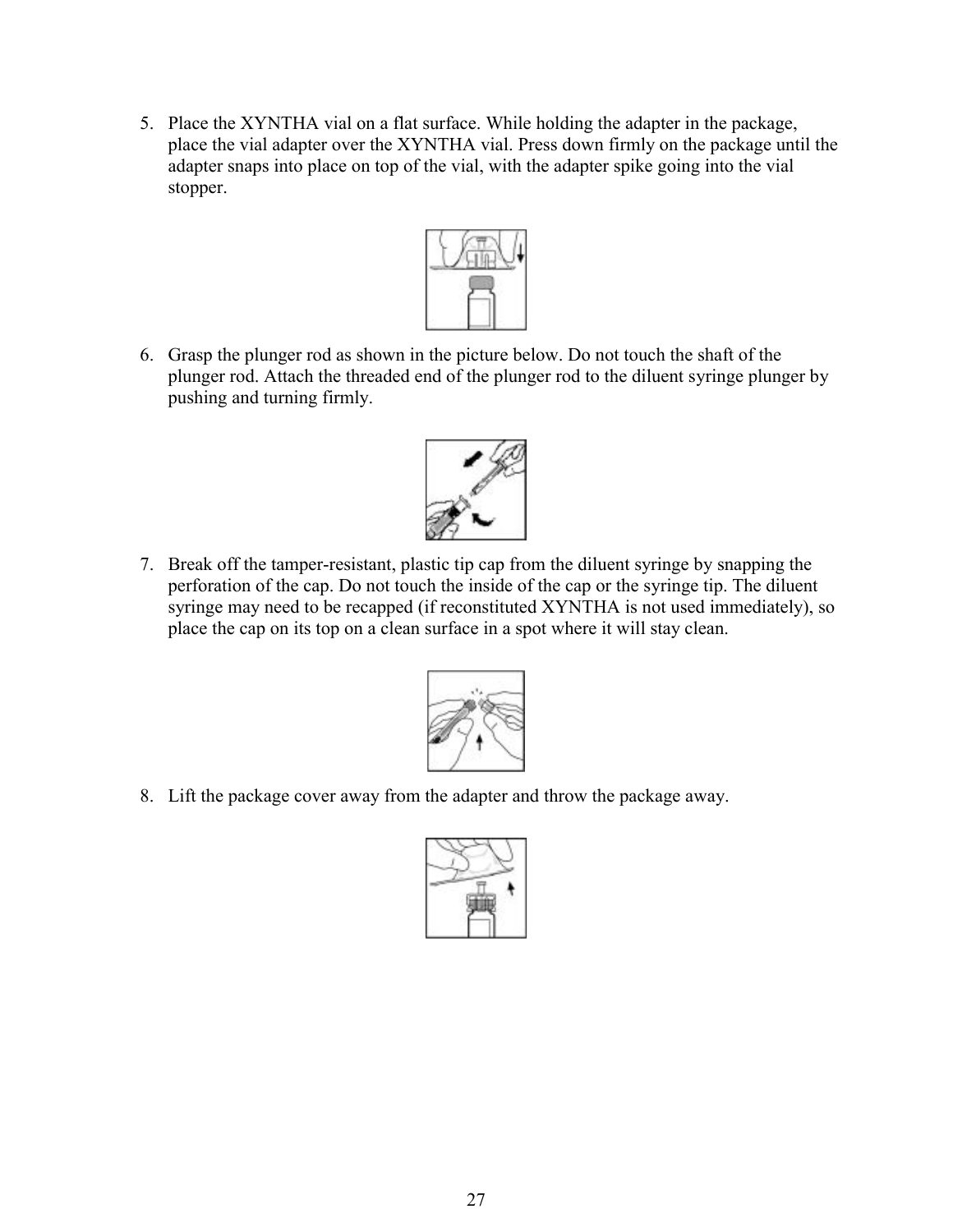5. Place the XYNTHA vial on a flat surface. While holding the adapter in the package, place the vial adapter over the XYNTHA vial. Press down firmly on the package until the adapter snaps into place on top of the vial, with the adapter spike going into the vial stopper.

6. Grasp the plunger rod as shown in the picture below. Do not touch the shaft of the plunger rod. Attach the threaded end of the plunger rod to the diluent syringe plunger by pushing and turning firmly.

7. Break off the tamper-resistant, plastic tip cap from the diluent syringe by snapping the perforation of the cap. Do not touch the inside of the cap or the syringe tip. The diluent syringe may need to be recapped (if reconstituted XYNTHA is not used immediately), so place the cap on its top on a clean surface in a spot where it will stay clean.

8. Lift the package cover away from the adapter and throw the package away.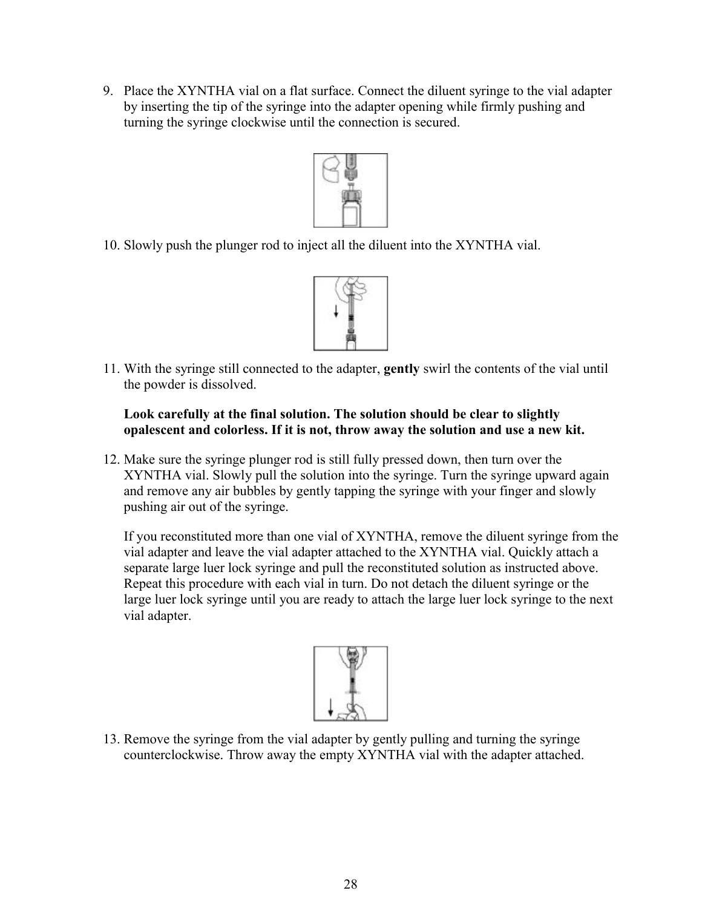9. Place the XYNTHA vial on a flat surface. Connect the diluent syringe to the vial adapter by inserting the tip of the syringe into the adapter opening while firmly pushing and turning the syringe clockwise until the connection is secured.

10. Slowly push the plunger rod to inject all the diluent into the XYNTHA vial.

11. With the syringe still connected to the adapter, **gently** swirl the contents of the vial until the powder is dissolved.

    **Look carefully at the final solution. The solution should be clear to slightly opalescent and colorless. If it is not, throw away the solution and use a new kit.**

12. Make sure the syringe plunger rod is still fully pressed down, then turn over the XYNTHA vial. Slowly pull the solution into the syringe. Turn the syringe upward again and remove any air bubbles by gently tapping the syringe with your finger and slowly pushing air out of the syringe.

    If you reconstituted more than one vial of XYNTHA, remove the diluent syringe from the vial adapter and leave the vial adapter attached to the XYNTHA vial. Quickly attach a separate large luer lock syringe and pull the reconstituted solution as instructed above. Repeat this procedure with each vial in turn. Do not detach the diluent syringe or the large luer lock syringe until you are ready to attach the large luer lock syringe to the next vial adapter.

13. Remove the syringe from the vial adapter by gently pulling and turning the syringe counterclockwise. Throw away the empty XYNTHA vial with the adapter attached.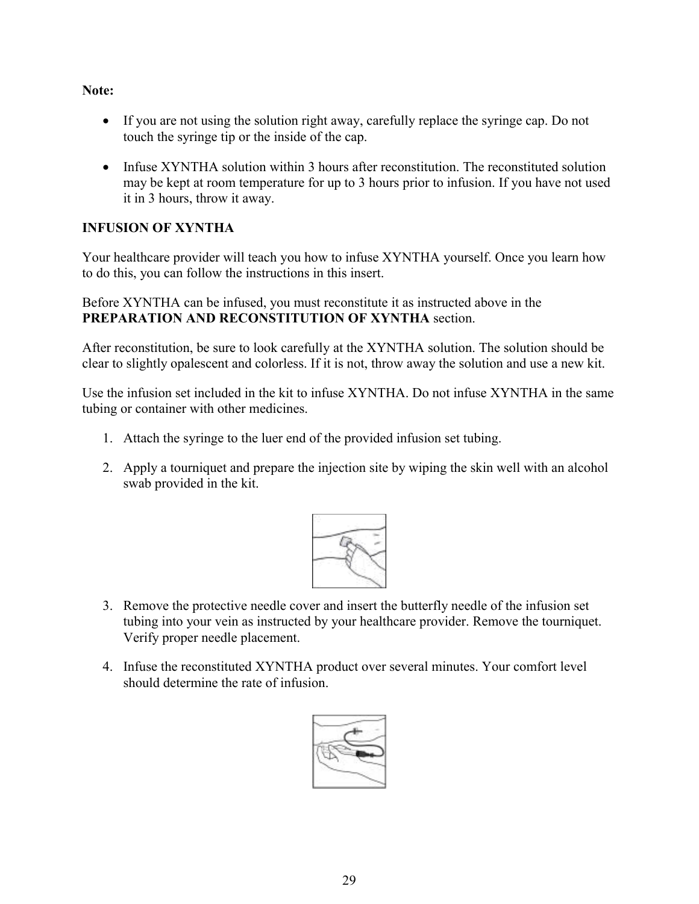**Note:**

- If you are not using the solution right away, carefully replace the syringe cap. Do not touch the syringe tip or the inside of the cap.
- Infuse XYNTHA solution within 3 hours after reconstitution. The reconstituted solution may be kept at room temperature for up to 3 hours prior to infusion. If you have not used it in 3 hours, throw it away.

**INFUSION OF XYNTHA**

Your healthcare provider will teach you how to infuse XYNTHA yourself. Once you learn how to do this, you can follow the instructions in this insert.

Before XYNTHA can be infused, you must reconstitute it as instructed above in the **PREPARATION AND RECONSTITUTION OF XYNTHA** section.

After reconstitution, be sure to look carefully at the XYNTHA solution. The solution should be clear to slightly opalescent and colorless. If it is not, throw away the solution and use a new kit.

Use the infusion set included in the kit to infuse XYNTHA. Do not infuse XYNTHA in the same tubing or container with other medicines.

1. Attach the syringe to the luer end of the provided infusion set tubing.
2. Apply a tourniquet and prepare the injection site by wiping the skin well with an alcohol swab provided in the kit.
3. Remove the protective needle cover and insert the butterfly needle of the infusion set tubing into your vein as instructed by your healthcare provider. Remove the tourniquet. Verify proper needle placement.
4. Infuse the reconstituted XYNTHA product over several minutes. Your comfort level should determine the rate of infusion.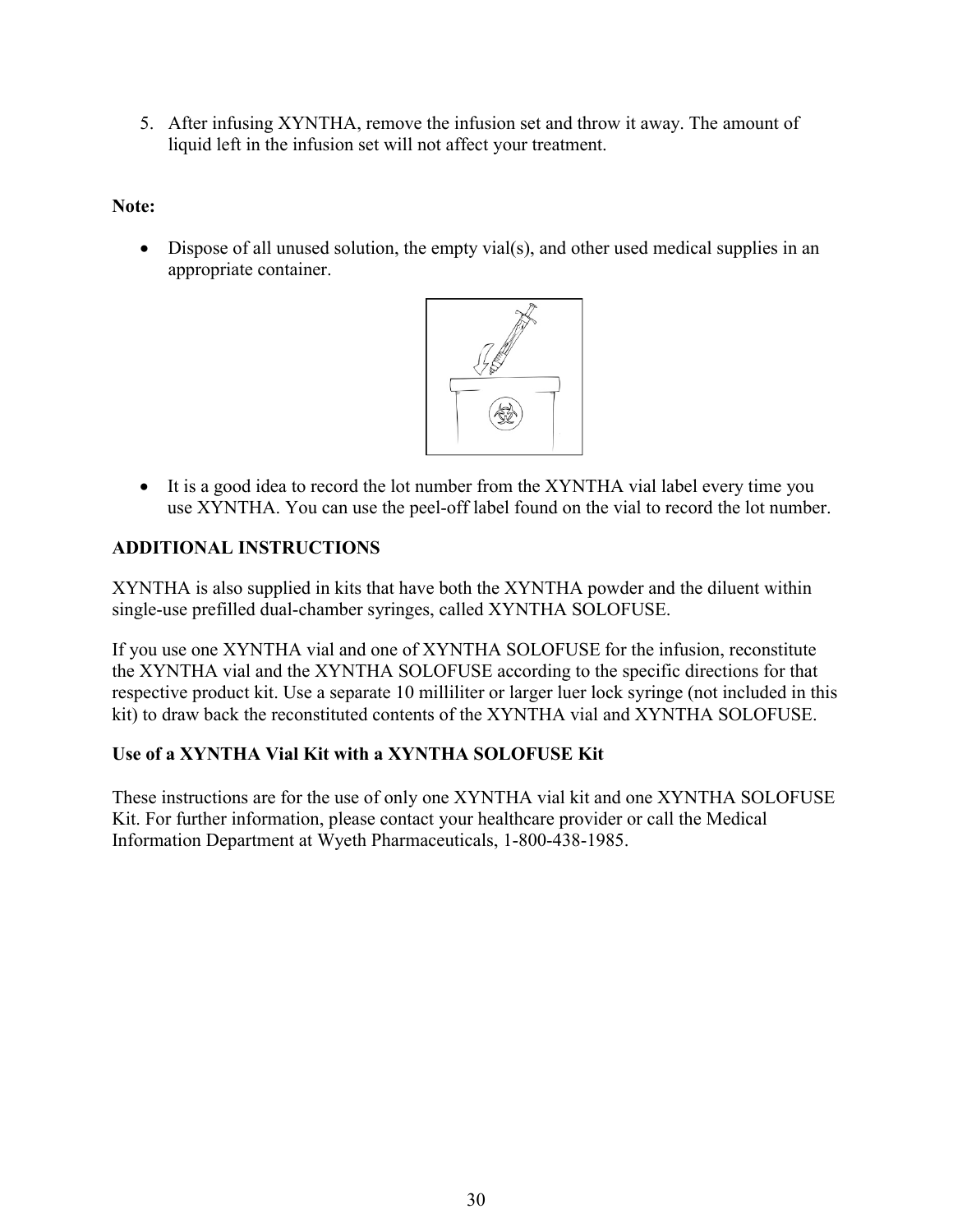5. After infusing XYNTHA, remove the infusion set and throw it away. The amount of liquid left in the infusion set will not affect your treatment.

**Note:**

- Dispose of all unused solution, the empty vial(s), and other used medical supplies in an appropriate container.

- It is a good idea to record the lot number from the XYNTHA vial label every time you use XYNTHA. You can use the peel-off label found on the vial to record the lot number.

**ADDITIONAL INSTRUCTIONS**

XYNTHA is also supplied in kits that have both the XYNTHA powder and the diluent within single-use prefilled dual-chamber syringes, called XYNTHA SOLOFUSE.

If you use one XYNTHA vial and one of XYNTHA SOLOFUSE for the infusion, reconstitute the XYNTHA vial and the XYNTHA SOLOFUSE according to the specific directions for that respective product kit. Use a separate 10 milliliter or larger luer lock syringe (not included in this kit) to draw back the reconstituted contents of the XYNTHA vial and XYNTHA SOLOFUSE.

**Use of a XYNTHA Vial Kit with a XYNTHA SOLOFUSE Kit**

These instructions are for the use of only one XYNTHA vial kit and one XYNTHA SOLOFUSE Kit. For further information, please contact your healthcare provider or call the Medical Information Department at Wyeth Pharmaceuticals, 1-800-438-1985.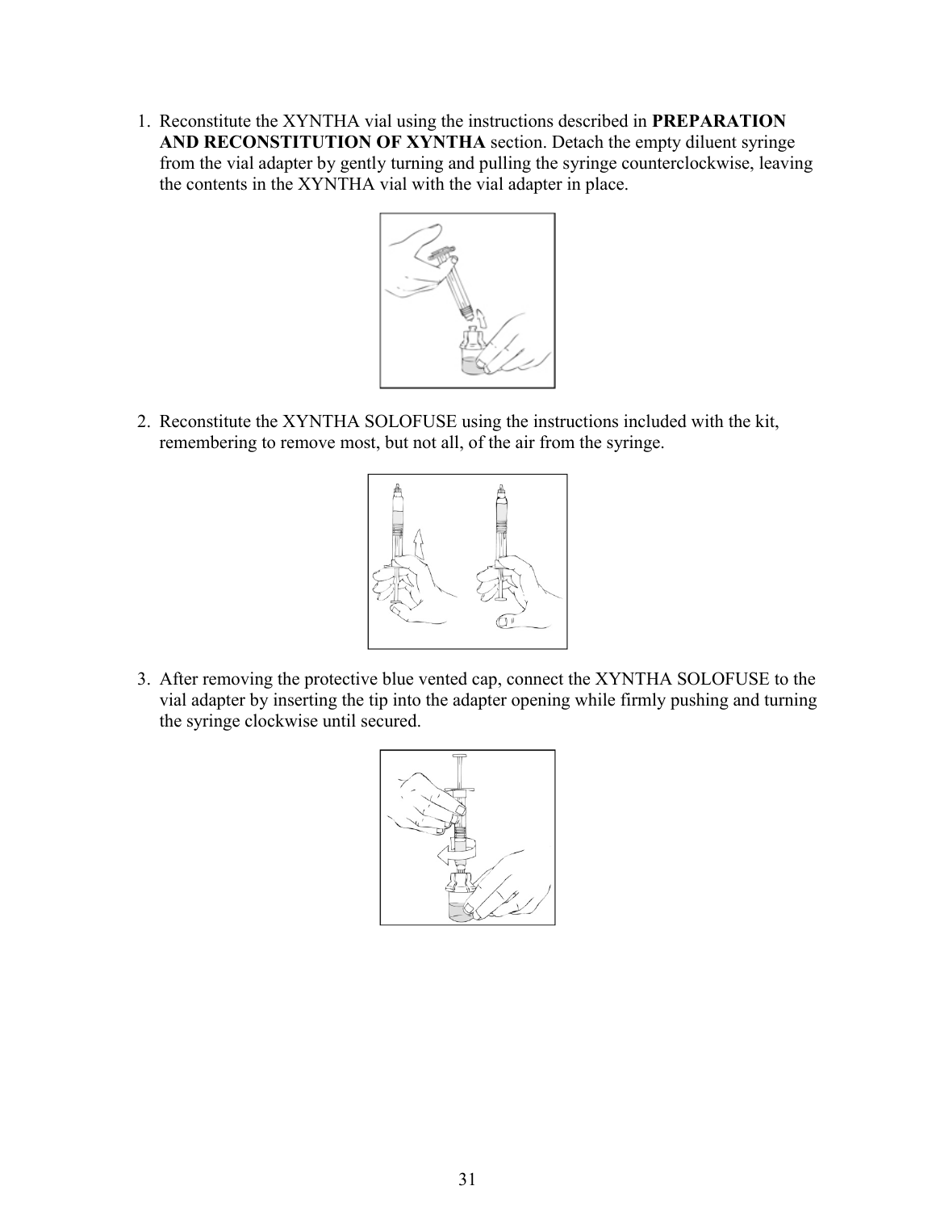1. Reconstitute the XYNTHA vial using the instructions described in **PREPARATION AND RECONSTITUTION OF XYNTHA** section. Detach the empty diluent syringe from the vial adapter by gently turning and pulling the syringe counterclockwise, leaving the contents in the XYNTHA vial with the vial adapter in place.

2. Reconstitute the XYNTHA SOLOFUSE using the instructions included with the kit, remembering to remove most, but not all, of the air from the syringe.

3. After removing the protective blue vented cap, connect the XYNTHA SOLOFUSE to the vial adapter by inserting the tip into the adapter opening while firmly pushing and turning the syringe clockwise until secured.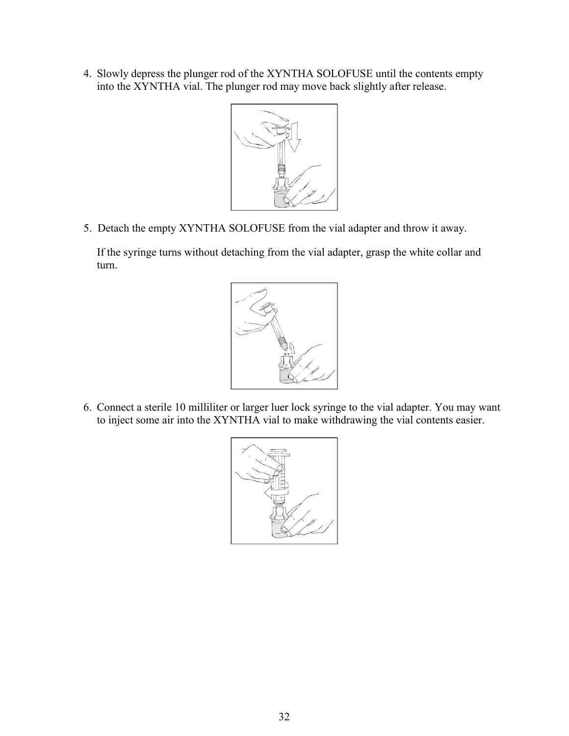4. Slowly depress the plunger rod of the XYNTHA SOLOFUSE until the contents empty into the XYNTHA vial. The plunger rod may move back slightly after release.

5. Detach the empty XYNTHA SOLOFUSE from the vial adapter and throw it away.

   If the syringe turns without detaching from the vial adapter, grasp the white collar and turn.

6. Connect a sterile 10 milliliter or larger luer lock syringe to the vial adapter. You may want to inject some air into the XYNTHA vial to make withdrawing the vial contents easier.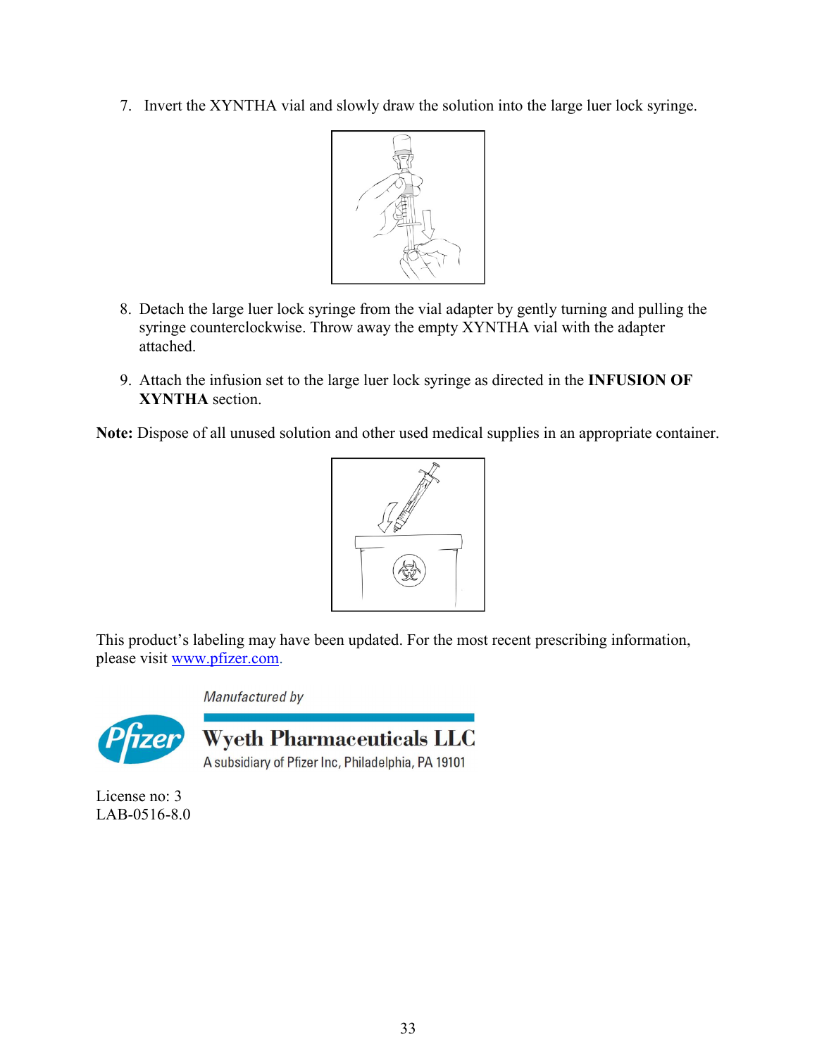7. Invert the XYNTHA vial and slowly draw the solution into the large luer lock syringe.

8. Detach the large luer lock syringe from the vial adapter by gently turning and pulling the syringe counterclockwise. Throw away the empty XYNTHA vial with the adapter attached.

9. Attach the infusion set to the large luer lock syringe as directed in the **INFUSION OF XYNTHA** section.

**Note:** Dispose of all unused solution and other used medical supplies in an appropriate container.

This product's labeling may have been updated. For the most recent prescribing information, please visit www.pfizer.com.

*Manufactured by*

**Wyeth Pharmaceuticals LLC**
A subsidiary of Pfizer Inc, Philadelphia, PA 19101

License no: 3
LAB-0516-8.0